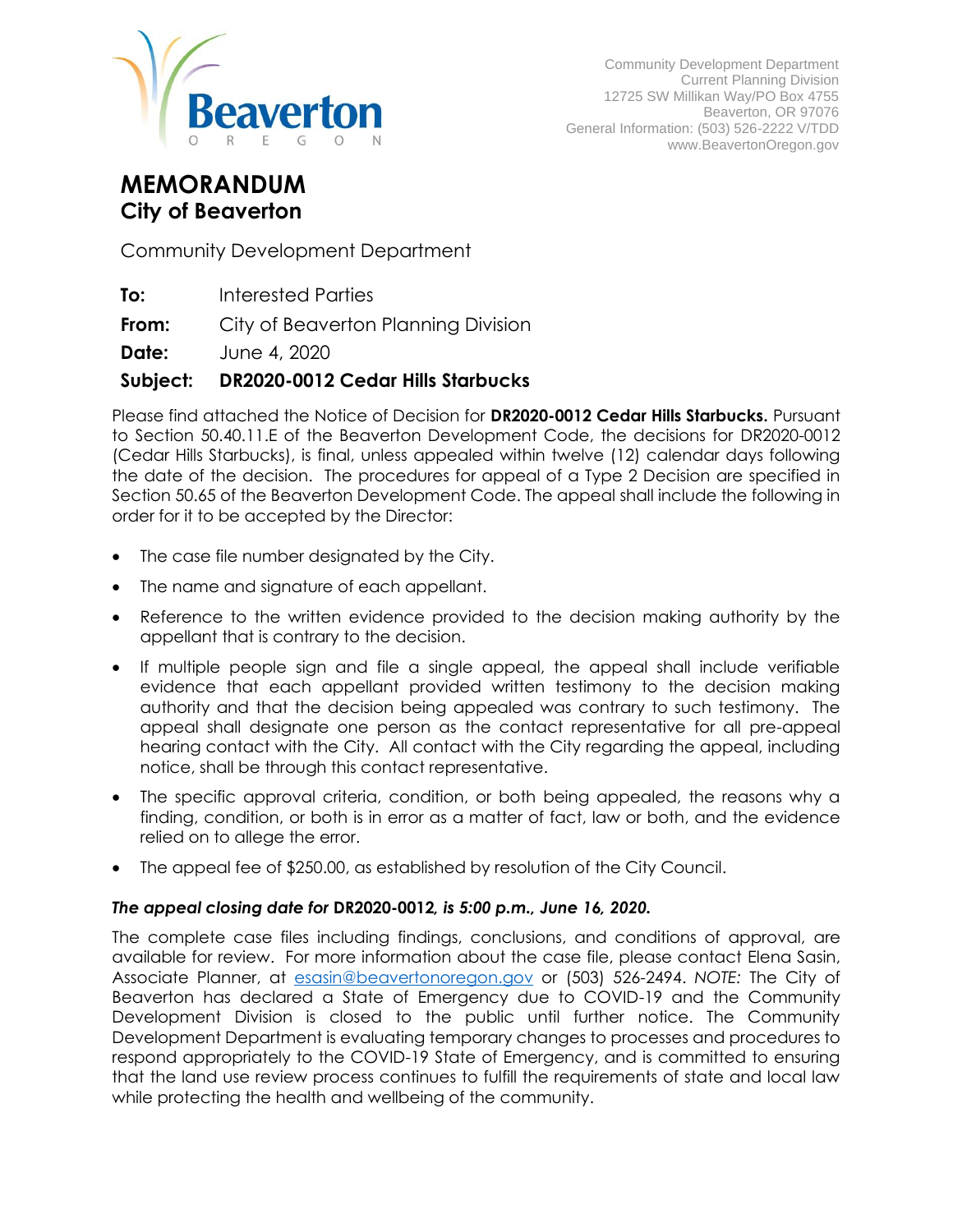Beaverton
O R E G O N

Community Development Department
Current Planning Division
12725 SW Millikan Way/PO Box 4755
Beaverton, OR 97076
General Information: (503) 526-2222 V/TDD
www.BeavertonOregon.gov

# MEMORANDUM
## City of Beaverton

Community Development Department

**To:** Interested Parties

**From:** City of Beaverton Planning Division

**Date:** June 4, 2020

**Subject: DR2020-0012 Cedar Hills Starbucks**

Please find attached the Notice of Decision for **DR2020-0012 Cedar Hills Starbucks.** Pursuant to Section 50.40.11.E of the Beaverton Development Code, the decisions for DR2020-0012 (Cedar Hills Starbucks), is final, unless appealed within twelve (12) calendar days following the date of the decision. The procedures for appeal of a Type 2 Decision are specified in Section 50.65 of the Beaverton Development Code. The appeal shall include the following in order for it to be accepted by the Director:

- The case file number designated by the City.
- The name and signature of each appellant.
- Reference to the written evidence provided to the decision making authority by the appellant that is contrary to the decision.
- If multiple people sign and file a single appeal, the appeal shall include verifiable evidence that each appellant provided written testimony to the decision making authority and that the decision being appealed was contrary to such testimony. The appeal shall designate one person as the contact representative for all pre-appeal hearing contact with the City. All contact with the City regarding the appeal, including notice, shall be through this contact representative.
- The specific approval criteria, condition, or both being appealed, the reasons why a finding, condition, or both is in error as a matter of fact, law or both, and the evidence relied on to allege the error.
- The appeal fee of $250.00, as established by resolution of the City Council.

***The appeal closing date for* DR2020-0012*, is 5:00 p.m., June 16, 2020.***

The complete case files including findings, conclusions, and conditions of approval, are available for review. For more information about the case file, please contact Elena Sasin, Associate Planner, at esasin@beavertonoregon.gov or (503) 526-2494. *NOTE:* The City of Beaverton has declared a State of Emergency due to COVID-19 and the Community Development Division is closed to the public until further notice. The Community Development Department is evaluating temporary changes to processes and procedures to respond appropriately to the COVID-19 State of Emergency, and is committed to ensuring that the land use review process continues to fulfill the requirements of state and local law while protecting the health and wellbeing of the community.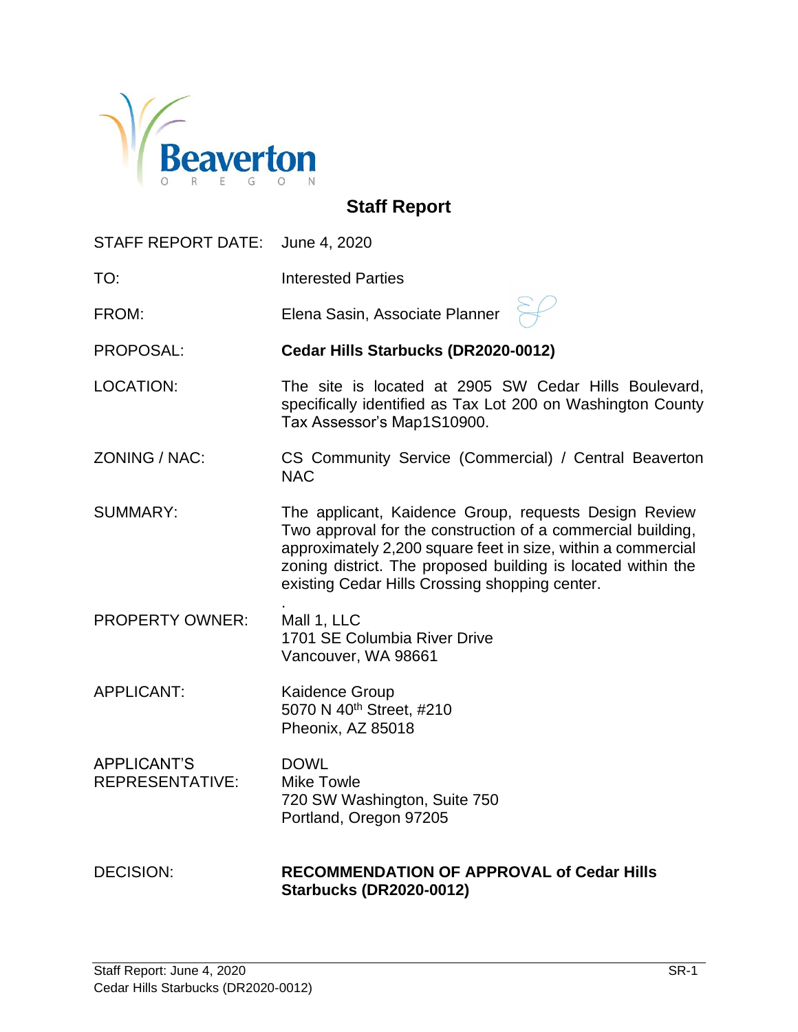# Staff Report

| | |
|---|---|
| STAFF REPORT DATE: | June 4, 2020 |
| TO: | Interested Parties |
| FROM: | Elena Sasin, Associate Planner |
| PROPOSAL: | **Cedar Hills Starbucks (DR2020-0012)** |
| LOCATION: | The site is located at 2905 SW Cedar Hills Boulevard, specifically identified as Tax Lot 200 on Washington County Tax Assessor's Map1S10900. |
| ZONING / NAC: | CS Community Service (Commercial) / Central Beaverton NAC |
| SUMMARY: | The applicant, Kaidence Group, requests Design Review Two approval for the construction of a commercial building, approximately 2,200 square feet in size, within a commercial zoning district. The proposed building is located within the existing Cedar Hills Crossing shopping center. |
| PROPERTY OWNER: | Mall 1, LLC<br>1701 SE Columbia River Drive<br>Vancouver, WA 98661 |
| APPLICANT: | Kaidence Group<br>5070 N 40th Street, #210<br>Pheonix, AZ 85018 |
| APPLICANT'S REPRESENTATIVE: | DOWL<br>Mike Towle<br>720 SW Washington, Suite 750<br>Portland, Oregon 97205 |
| DECISION: | **RECOMMENDATION OF APPROVAL of Cedar Hills Starbucks (DR2020-0012)** |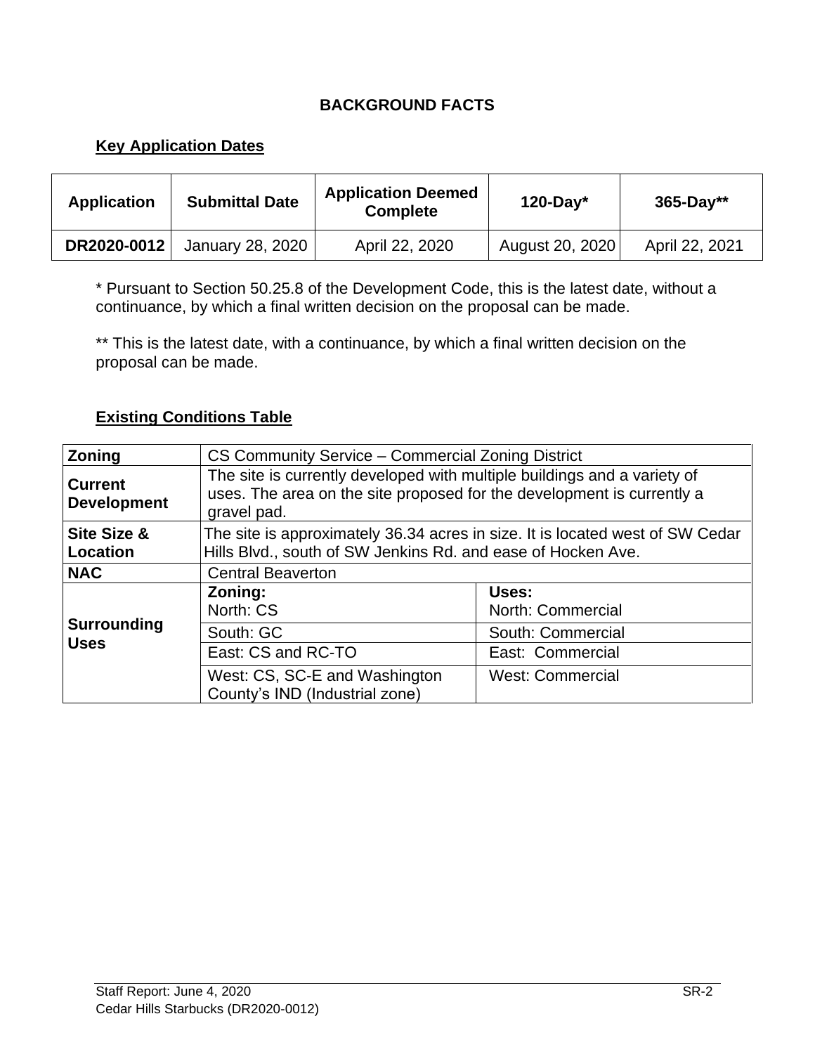## BACKGROUND FACTS

### Key Application Dates

| Application | Submittal Date | Application Deemed Complete | 120-Day* | 365-Day** |
|---|---|---|---|---|
| DR2020-0012 | January 28, 2020 | April 22, 2020 | August 20, 2020 | April 22, 2021 |

* Pursuant to Section 50.25.8 of the Development Code, this is the latest date, without a continuance, by which a final written decision on the proposal can be made.

** This is the latest date, with a continuance, by which a final written decision on the proposal can be made.

### Existing Conditions Table

| | | |
|---|---|---|
| **Zoning** | CS Community Service – Commercial Zoning District | |
| **Current Development** | The site is currently developed with multiple buildings and a variety of uses. The area on the site proposed for the development is currently a gravel pad. | |
| **Site Size & Location** | The site is approximately 36.34 acres in size. It is located west of SW Cedar Hills Blvd., south of SW Jenkins Rd. and ease of Hocken Ave. | |
| **NAC** | Central Beaverton | |
| **Surrounding Uses** | **Zoning:**<br>North: CS | **Uses:**<br>North: Commercial |
| | South: GC | South: Commercial |
| | East: CS and RC-TO | East: Commercial |
| | West: CS, SC-E and Washington County's IND (Industrial zone) | West: Commercial |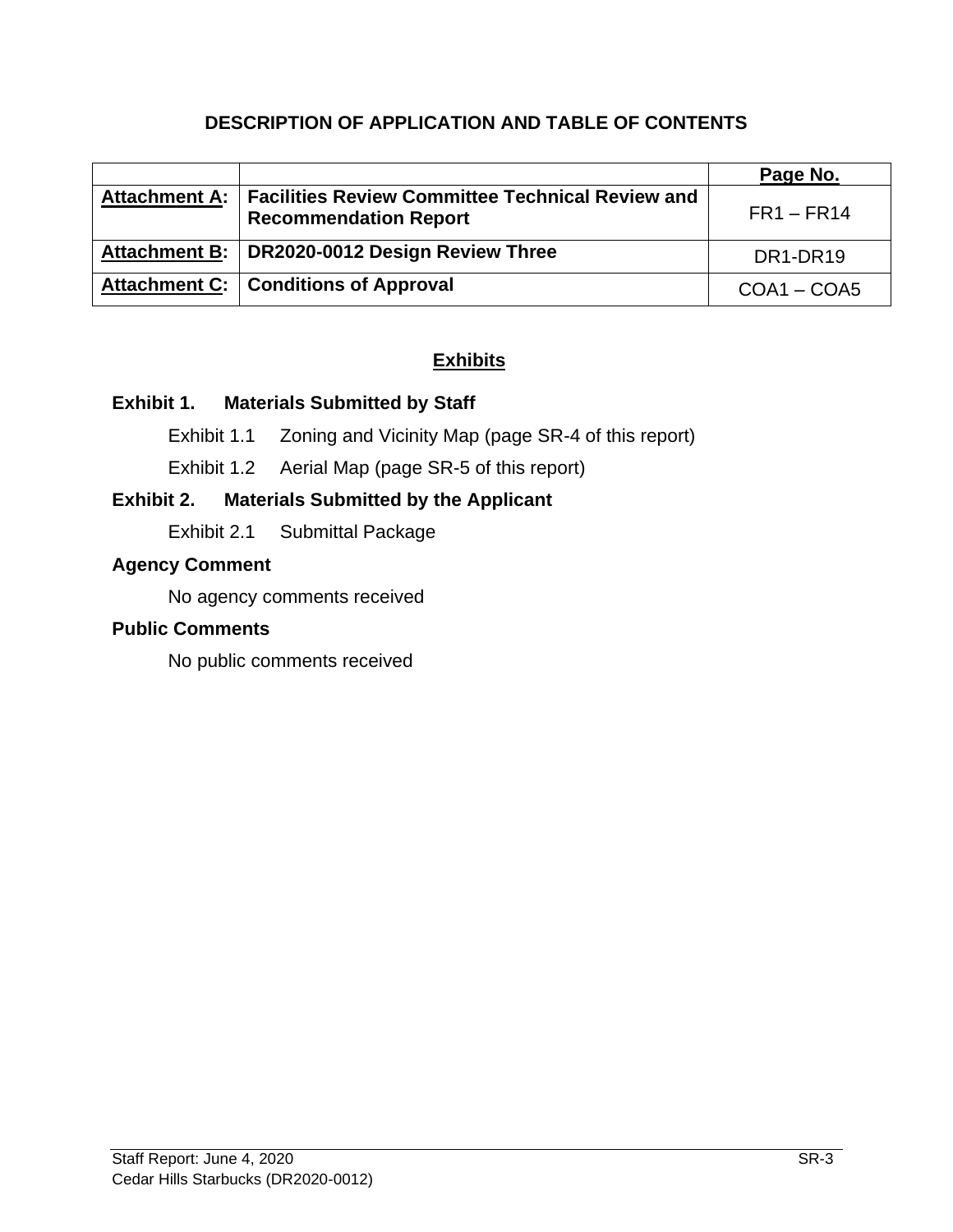# DESCRIPTION OF APPLICATION AND TABLE OF CONTENTS

| | | Page No. |
|---|---|---|
| **Attachment A:** | **Facilities Review Committee Technical Review and Recommendation Report** | FR1 – FR14 |
| **Attachment B:** | **DR2020-0012 Design Review Three** | DR1-DR19 |
| **Attachment C:** | **Conditions of Approval** | COA1 – COA5 |

## Exhibits

**Exhibit 1. Materials Submitted by Staff**

Exhibit 1.1 Zoning and Vicinity Map (page SR-4 of this report)

Exhibit 1.2 Aerial Map (page SR-5 of this report)

**Exhibit 2. Materials Submitted by the Applicant**

Exhibit 2.1 Submittal Package

**Agency Comment**

No agency comments received

**Public Comments**

No public comments received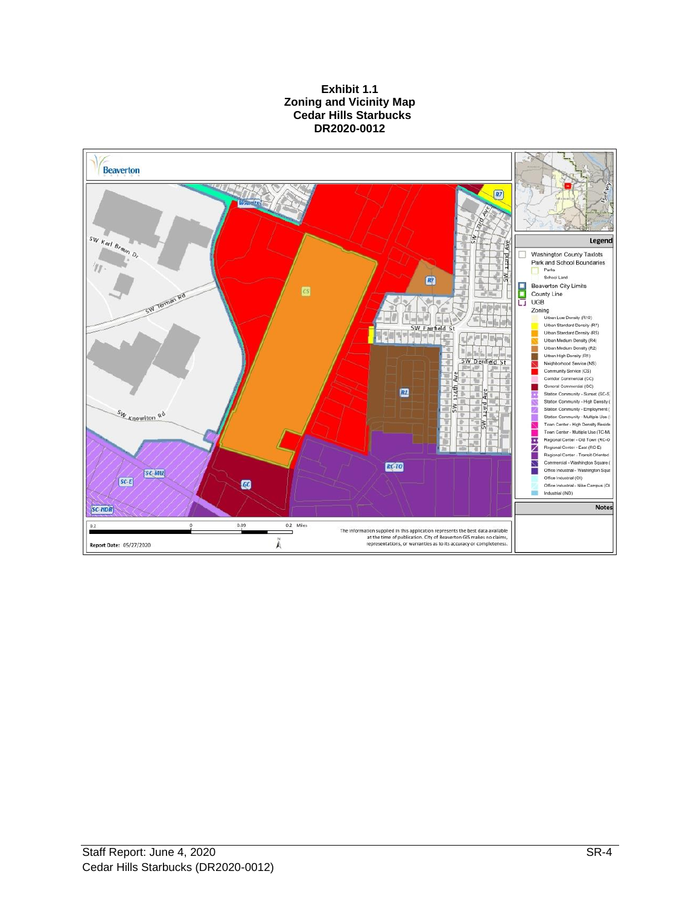**Exhibit 1.1**
**Zoning and Vicinity Map**
**Cedar Hills Starbucks**
**DR2020-0012**

Beaverton

SW Karl Braun Dr

SW Terman Rd

SW Knowlton Rd

SW Fairfield St

SW Denfield St

SW 124th Ave

SW 123rd Ave

SW 122nd Ave

CS

R7

R2

R1

RC-TO

GC

SC-MU

SC-E

SC-HDR

**Legend**

- Washington County Taxlots
- Park and School Boundaries
  - Parks
  - School Land
- Beaverton City Limits
- County Line
- UGB
- Zoning
  - Urban Low Density (R10)
  - Urban Standard Density (R7)
  - Urban Standard Density (R5)
  - Urban Medium Density (R4)
  - Urban Medium Density (R2)
  - Urban High Density (R1)
  - Neighborhood Service (NS)
  - Community Service (CS)
  - Corridor Commercial (CC)
  - General Commercial (GC)
  - Station Community - Sunset (SC-S)
  - Station Community - High Density (
  - Station Community - Employment (
  - Station Community - Multiple Use (
  - Town Center - High Density Reside
  - Town Center - Multiple Use (TC-MU
  - Regional Center - Old Town (RC-O
  - Regional Center - East (RC-E)
  - Regional Center - Transit Oriented
  - Commercial - Washington Square (
  - Office Industrial - Washington Squa
  - Office Industrial (OI)
  - Office Industrial - Nike Campus (OI
  - Industrial (IND)

**Notes**

0.2 0 0.09 0.2 Miles

Report Date: 05/27/2020

The information supplied in this application represents the best data available at the time of publication. City of Beaverton GIS makes no claims, representations, or warranties as to its accuracy or completeness.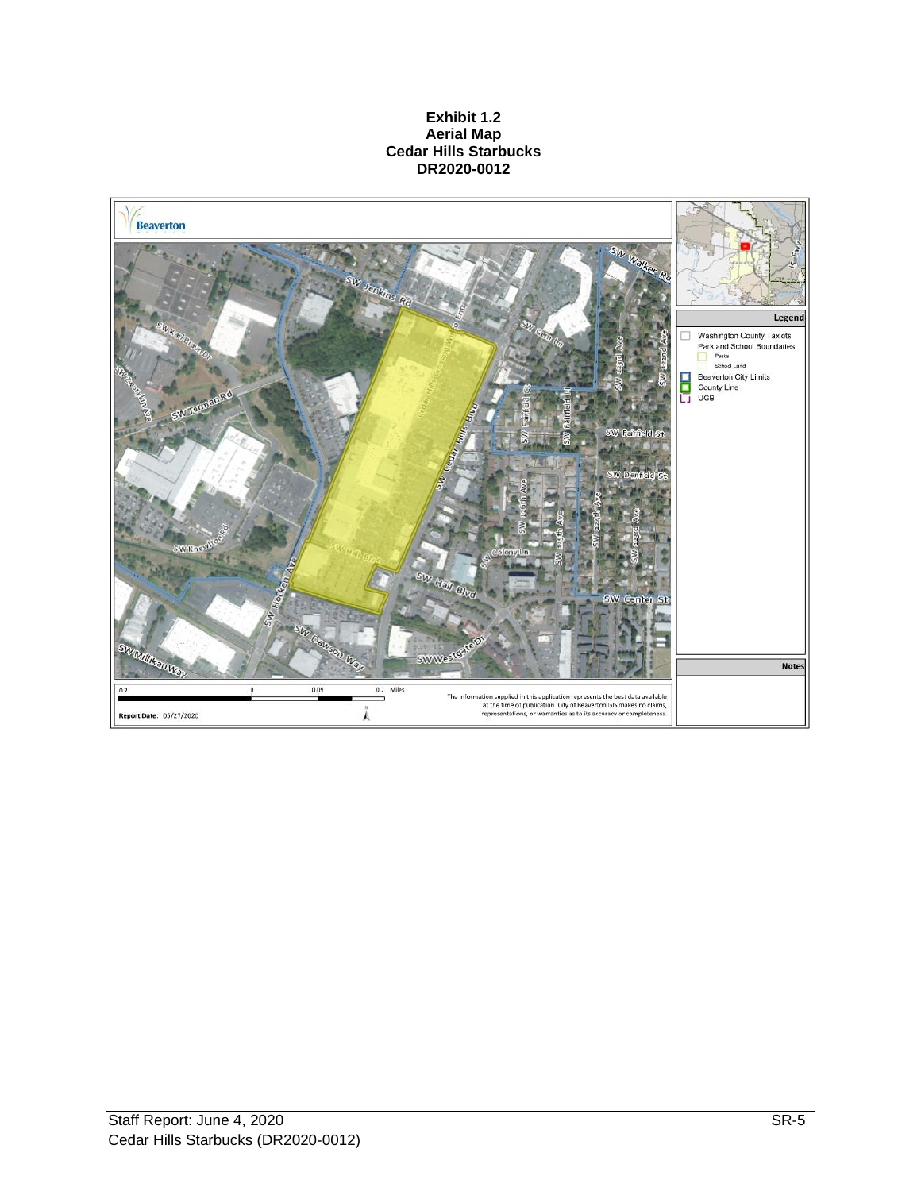**Exhibit 1.2**
**Aerial Map**
**Cedar Hills Starbucks**
**DR2020-0012**

Beaverton

Legend

Washington County Taxlots

Park and School Boundaries

Parks

School Land

Beaverton City Limits

County Line

UGB

Notes

0.2 0 0.09 0.2 Miles

Report Date: 05/27/2020

The information supplied in this application represents the best data available at the time of publication. City of Beaverton GIS makes no claims, representations, or warranties as to its accuracy or completeness.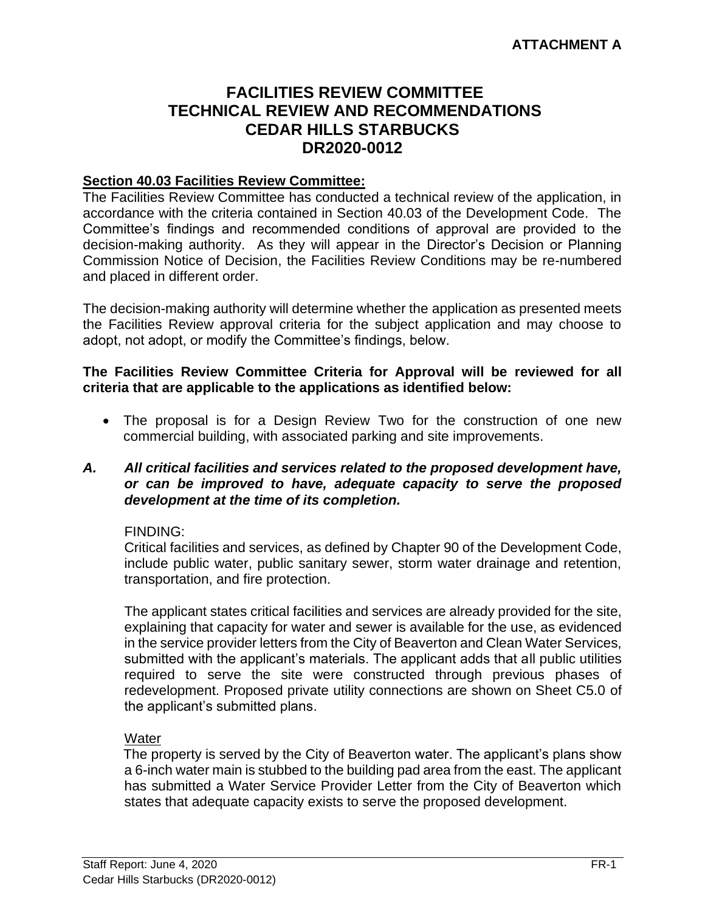**ATTACHMENT A**

# FACILITIES REVIEW COMMITTEE TECHNICAL REVIEW AND RECOMMENDATIONS CEDAR HILLS STARBUCKS DR2020-0012

**Section 40.03 Facilities Review Committee:**

The Facilities Review Committee has conducted a technical review of the application, in accordance with the criteria contained in Section 40.03 of the Development Code. The Committee's findings and recommended conditions of approval are provided to the decision-making authority. As they will appear in the Director's Decision or Planning Commission Notice of Decision, the Facilities Review Conditions may be re-numbered and placed in different order.

The decision-making authority will determine whether the application as presented meets the Facilities Review approval criteria for the subject application and may choose to adopt, not adopt, or modify the Committee's findings, below.

**The Facilities Review Committee Criteria for Approval will be reviewed for all criteria that are applicable to the applications as identified below:**

- The proposal is for a Design Review Two for the construction of one new commercial building, with associated parking and site improvements.

***A. All critical facilities and services related to the proposed development have, or can be improved to have, adequate capacity to serve the proposed development at the time of its completion.***

FINDING:

Critical facilities and services, as defined by Chapter 90 of the Development Code, include public water, public sanitary sewer, storm water drainage and retention, transportation, and fire protection.

The applicant states critical facilities and services are already provided for the site, explaining that capacity for water and sewer is available for the use, as evidenced in the service provider letters from the City of Beaverton and Clean Water Services, submitted with the applicant's materials. The applicant adds that all public utilities required to serve the site were constructed through previous phases of redevelopment. Proposed private utility connections are shown on Sheet C5.0 of the applicant's submitted plans.

Water

The property is served by the City of Beaverton water. The applicant's plans show a 6-inch water main is stubbed to the building pad area from the east. The applicant has submitted a Water Service Provider Letter from the City of Beaverton which states that adequate capacity exists to serve the proposed development.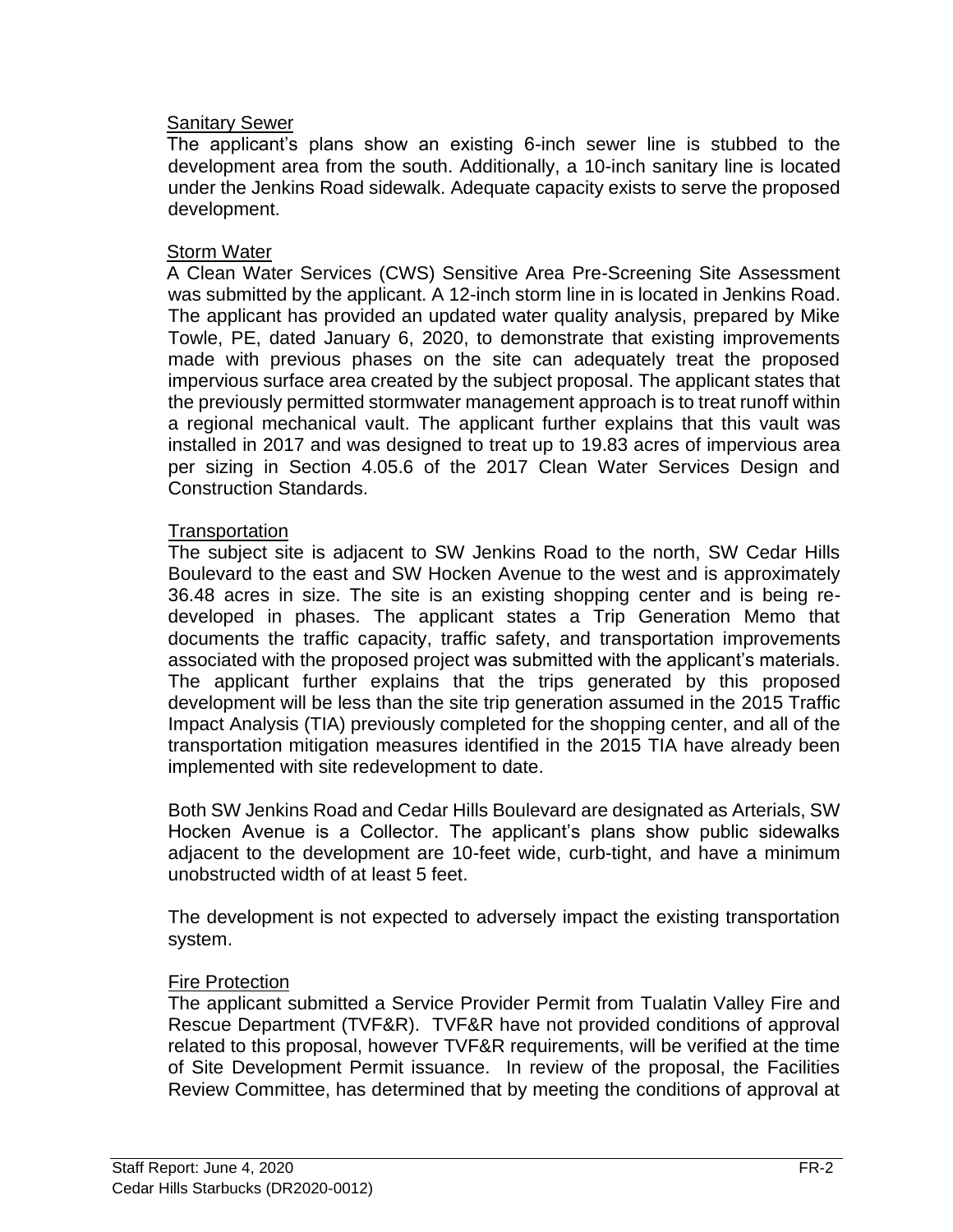<u>Sanitary Sewer</u>

The applicant's plans show an existing 6-inch sewer line is stubbed to the development area from the south. Additionally, a 10-inch sanitary line is located under the Jenkins Road sidewalk. Adequate capacity exists to serve the proposed development.

<u>Storm Water</u>

A Clean Water Services (CWS) Sensitive Area Pre-Screening Site Assessment was submitted by the applicant. A 12-inch storm line in is located in Jenkins Road. The applicant has provided an updated water quality analysis, prepared by Mike Towle, PE, dated January 6, 2020, to demonstrate that existing improvements made with previous phases on the site can adequately treat the proposed impervious surface area created by the subject proposal. The applicant states that the previously permitted stormwater management approach is to treat runoff within a regional mechanical vault. The applicant further explains that this vault was installed in 2017 and was designed to treat up to 19.83 acres of impervious area per sizing in Section 4.05.6 of the 2017 Clean Water Services Design and Construction Standards.

<u>Transportation</u>

The subject site is adjacent to SW Jenkins Road to the north, SW Cedar Hills Boulevard to the east and SW Hocken Avenue to the west and is approximately 36.48 acres in size. The site is an existing shopping center and is being re-developed in phases. The applicant states a Trip Generation Memo that documents the traffic capacity, traffic safety, and transportation improvements associated with the proposed project was submitted with the applicant's materials. The applicant further explains that the trips generated by this proposed development will be less than the site trip generation assumed in the 2015 Traffic Impact Analysis (TIA) previously completed for the shopping center, and all of the transportation mitigation measures identified in the 2015 TIA have already been implemented with site redevelopment to date.

Both SW Jenkins Road and Cedar Hills Boulevard are designated as Arterials, SW Hocken Avenue is a Collector. The applicant's plans show public sidewalks adjacent to the development are 10-feet wide, curb-tight, and have a minimum unobstructed width of at least 5 feet.

The development is not expected to adversely impact the existing transportation system.

<u>Fire Protection</u>

The applicant submitted a Service Provider Permit from Tualatin Valley Fire and Rescue Department (TVF&R). TVF&R have not provided conditions of approval related to this proposal, however TVF&R requirements, will be verified at the time of Site Development Permit issuance. In review of the proposal, the Facilities Review Committee, has determined that by meeting the conditions of approval at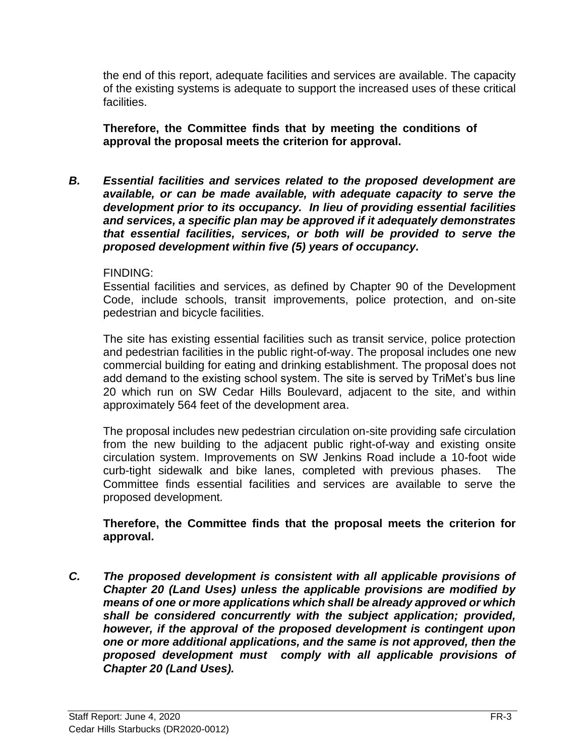the end of this report, adequate facilities and services are available. The capacity of the existing systems is adequate to support the increased uses of these critical facilities.

**Therefore, the Committee finds that by meeting the conditions of approval the proposal meets the criterion for approval.**

***B. Essential facilities and services related to the proposed development are available, or can be made available, with adequate capacity to serve the development prior to its occupancy. In lieu of providing essential facilities and services, a specific plan may be approved if it adequately demonstrates that essential facilities, services, or both will be provided to serve the proposed development within five (5) years of occupancy.***

FINDING:

Essential facilities and services, as defined by Chapter 90 of the Development Code, include schools, transit improvements, police protection, and on-site pedestrian and bicycle facilities.

The site has existing essential facilities such as transit service, police protection and pedestrian facilities in the public right-of-way. The proposal includes one new commercial building for eating and drinking establishment. The proposal does not add demand to the existing school system. The site is served by TriMet's bus line 20 which run on SW Cedar Hills Boulevard, adjacent to the site, and within approximately 564 feet of the development area.

The proposal includes new pedestrian circulation on-site providing safe circulation from the new building to the adjacent public right-of-way and existing onsite circulation system. Improvements on SW Jenkins Road include a 10-foot wide curb-tight sidewalk and bike lanes, completed with previous phases. The Committee finds essential facilities and services are available to serve the proposed development.

**Therefore, the Committee finds that the proposal meets the criterion for approval.**

***C. The proposed development is consistent with all applicable provisions of Chapter 20 (Land Uses) unless the applicable provisions are modified by means of one or more applications which shall be already approved or which shall be considered concurrently with the subject application; provided, however, if the approval of the proposed development is contingent upon one or more additional applications, and the same is not approved, then the proposed development must comply with all applicable provisions of Chapter 20 (Land Uses).***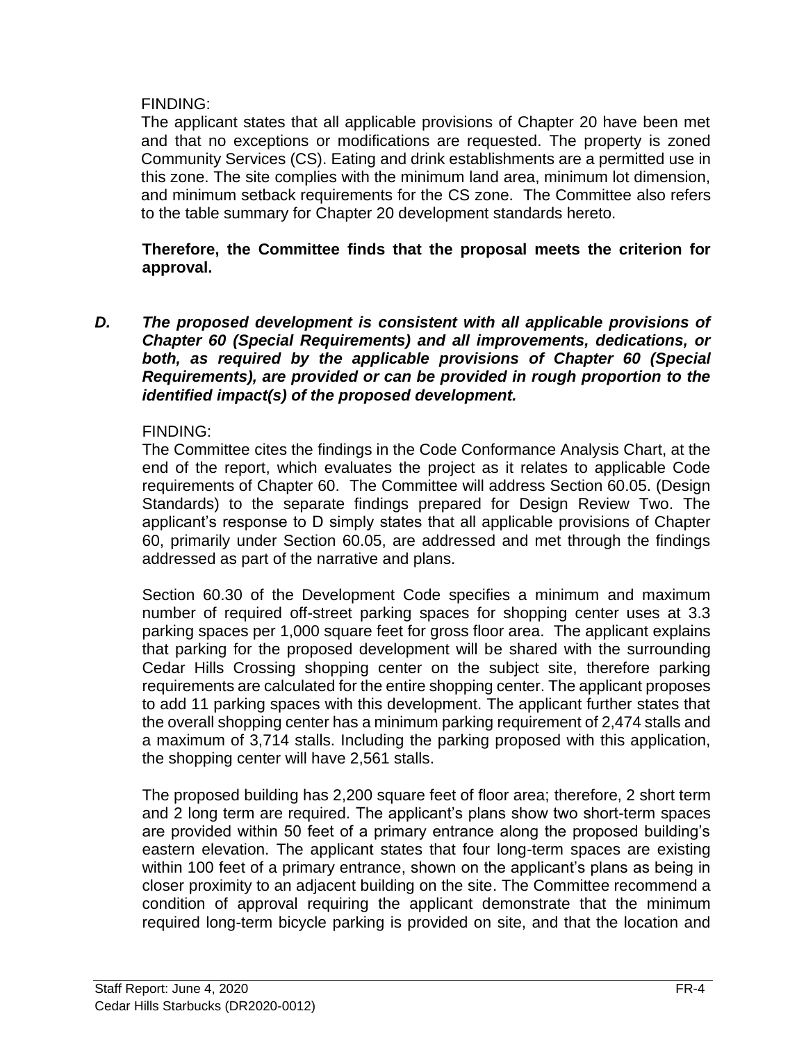FINDING:

The applicant states that all applicable provisions of Chapter 20 have been met and that no exceptions or modifications are requested. The property is zoned Community Services (CS). Eating and drink establishments are a permitted use in this zone. The site complies with the minimum land area, minimum lot dimension, and minimum setback requirements for the CS zone. The Committee also refers to the table summary for Chapter 20 development standards hereto.

**Therefore, the Committee finds that the proposal meets the criterion for approval.**

***D. The proposed development is consistent with all applicable provisions of Chapter 60 (Special Requirements) and all improvements, dedications, or both, as required by the applicable provisions of Chapter 60 (Special Requirements), are provided or can be provided in rough proportion to the identified impact(s) of the proposed development.***

FINDING:

The Committee cites the findings in the Code Conformance Analysis Chart, at the end of the report, which evaluates the project as it relates to applicable Code requirements of Chapter 60. The Committee will address Section 60.05. (Design Standards) to the separate findings prepared for Design Review Two. The applicant's response to D simply states that all applicable provisions of Chapter 60, primarily under Section 60.05, are addressed and met through the findings addressed as part of the narrative and plans.

Section 60.30 of the Development Code specifies a minimum and maximum number of required off-street parking spaces for shopping center uses at 3.3 parking spaces per 1,000 square feet for gross floor area. The applicant explains that parking for the proposed development will be shared with the surrounding Cedar Hills Crossing shopping center on the subject site, therefore parking requirements are calculated for the entire shopping center. The applicant proposes to add 11 parking spaces with this development. The applicant further states that the overall shopping center has a minimum parking requirement of 2,474 stalls and a maximum of 3,714 stalls. Including the parking proposed with this application, the shopping center will have 2,561 stalls.

The proposed building has 2,200 square feet of floor area; therefore, 2 short term and 2 long term are required. The applicant's plans show two short-term spaces are provided within 50 feet of a primary entrance along the proposed building's eastern elevation. The applicant states that four long-term spaces are existing within 100 feet of a primary entrance, shown on the applicant's plans as being in closer proximity to an adjacent building on the site. The Committee recommend a condition of approval requiring the applicant demonstrate that the minimum required long-term bicycle parking is provided on site, and that the location and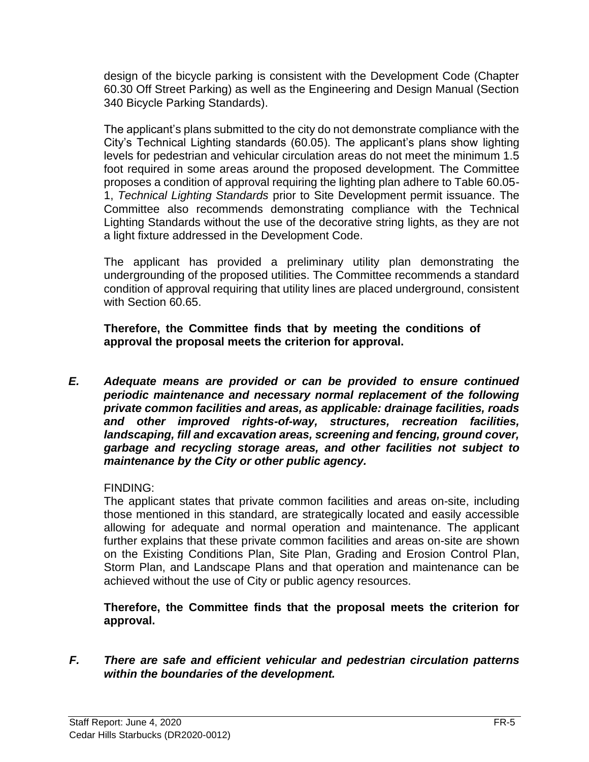design of the bicycle parking is consistent with the Development Code (Chapter 60.30 Off Street Parking) as well as the Engineering and Design Manual (Section 340 Bicycle Parking Standards).

The applicant's plans submitted to the city do not demonstrate compliance with the City's Technical Lighting standards (60.05). The applicant's plans show lighting levels for pedestrian and vehicular circulation areas do not meet the minimum 1.5 foot required in some areas around the proposed development. The Committee proposes a condition of approval requiring the lighting plan adhere to Table 60.05-1, *Technical Lighting Standards* prior to Site Development permit issuance. The Committee also recommends demonstrating compliance with the Technical Lighting Standards without the use of the decorative string lights, as they are not a light fixture addressed in the Development Code.

The applicant has provided a preliminary utility plan demonstrating the undergrounding of the proposed utilities. The Committee recommends a standard condition of approval requiring that utility lines are placed underground, consistent with Section 60.65.

**Therefore, the Committee finds that by meeting the conditions of approval the proposal meets the criterion for approval.**

***E. Adequate means are provided or can be provided to ensure continued periodic maintenance and necessary normal replacement of the following private common facilities and areas, as applicable: drainage facilities, roads and other improved rights-of-way, structures, recreation facilities, landscaping, fill and excavation areas, screening and fencing, ground cover, garbage and recycling storage areas, and other facilities not subject to maintenance by the City or other public agency.***

FINDING:

The applicant states that private common facilities and areas on-site, including those mentioned in this standard, are strategically located and easily accessible allowing for adequate and normal operation and maintenance. The applicant further explains that these private common facilities and areas on-site are shown on the Existing Conditions Plan, Site Plan, Grading and Erosion Control Plan, Storm Plan, and Landscape Plans and that operation and maintenance can be achieved without the use of City or public agency resources.

**Therefore, the Committee finds that the proposal meets the criterion for approval.**

***F. There are safe and efficient vehicular and pedestrian circulation patterns within the boundaries of the development.***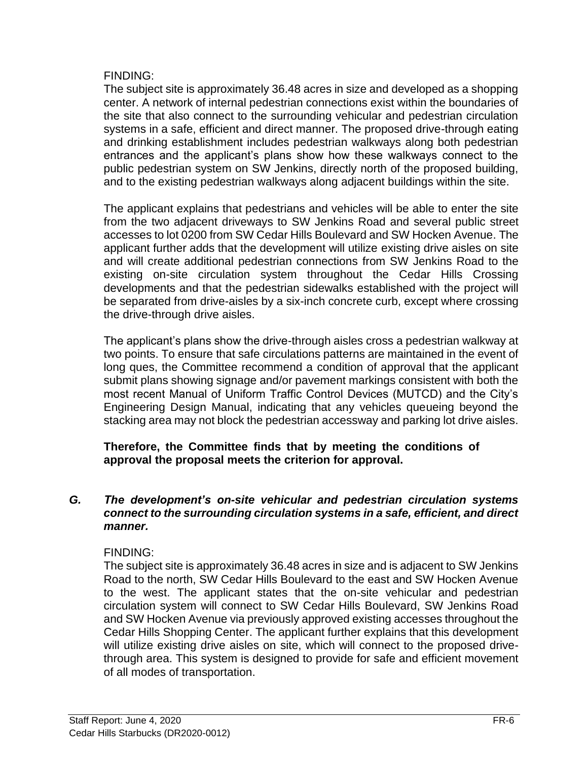FINDING:

The subject site is approximately 36.48 acres in size and developed as a shopping center. A network of internal pedestrian connections exist within the boundaries of the site that also connect to the surrounding vehicular and pedestrian circulation systems in a safe, efficient and direct manner. The proposed drive-through eating and drinking establishment includes pedestrian walkways along both pedestrian entrances and the applicant's plans show how these walkways connect to the public pedestrian system on SW Jenkins, directly north of the proposed building, and to the existing pedestrian walkways along adjacent buildings within the site.

The applicant explains that pedestrians and vehicles will be able to enter the site from the two adjacent driveways to SW Jenkins Road and several public street accesses to lot 0200 from SW Cedar Hills Boulevard and SW Hocken Avenue. The applicant further adds that the development will utilize existing drive aisles on site and will create additional pedestrian connections from SW Jenkins Road to the existing on-site circulation system throughout the Cedar Hills Crossing developments and that the pedestrian sidewalks established with the project will be separated from drive-aisles by a six-inch concrete curb, except where crossing the drive-through drive aisles.

The applicant's plans show the drive-through aisles cross a pedestrian walkway at two points. To ensure that safe circulations patterns are maintained in the event of long ques, the Committee recommend a condition of approval that the applicant submit plans showing signage and/or pavement markings consistent with both the most recent Manual of Uniform Traffic Control Devices (MUTCD) and the City's Engineering Design Manual, indicating that any vehicles queueing beyond the stacking area may not block the pedestrian accessway and parking lot drive aisles.

**Therefore, the Committee finds that by meeting the conditions of approval the proposal meets the criterion for approval.**

***G. The development's on-site vehicular and pedestrian circulation systems connect to the surrounding circulation systems in a safe, efficient, and direct manner.***

FINDING:

The subject site is approximately 36.48 acres in size and is adjacent to SW Jenkins Road to the north, SW Cedar Hills Boulevard to the east and SW Hocken Avenue to the west. The applicant states that the on-site vehicular and pedestrian circulation system will connect to SW Cedar Hills Boulevard, SW Jenkins Road and SW Hocken Avenue via previously approved existing accesses throughout the Cedar Hills Shopping Center. The applicant further explains that this development will utilize existing drive aisles on site, which will connect to the proposed drive-through area. This system is designed to provide for safe and efficient movement of all modes of transportation.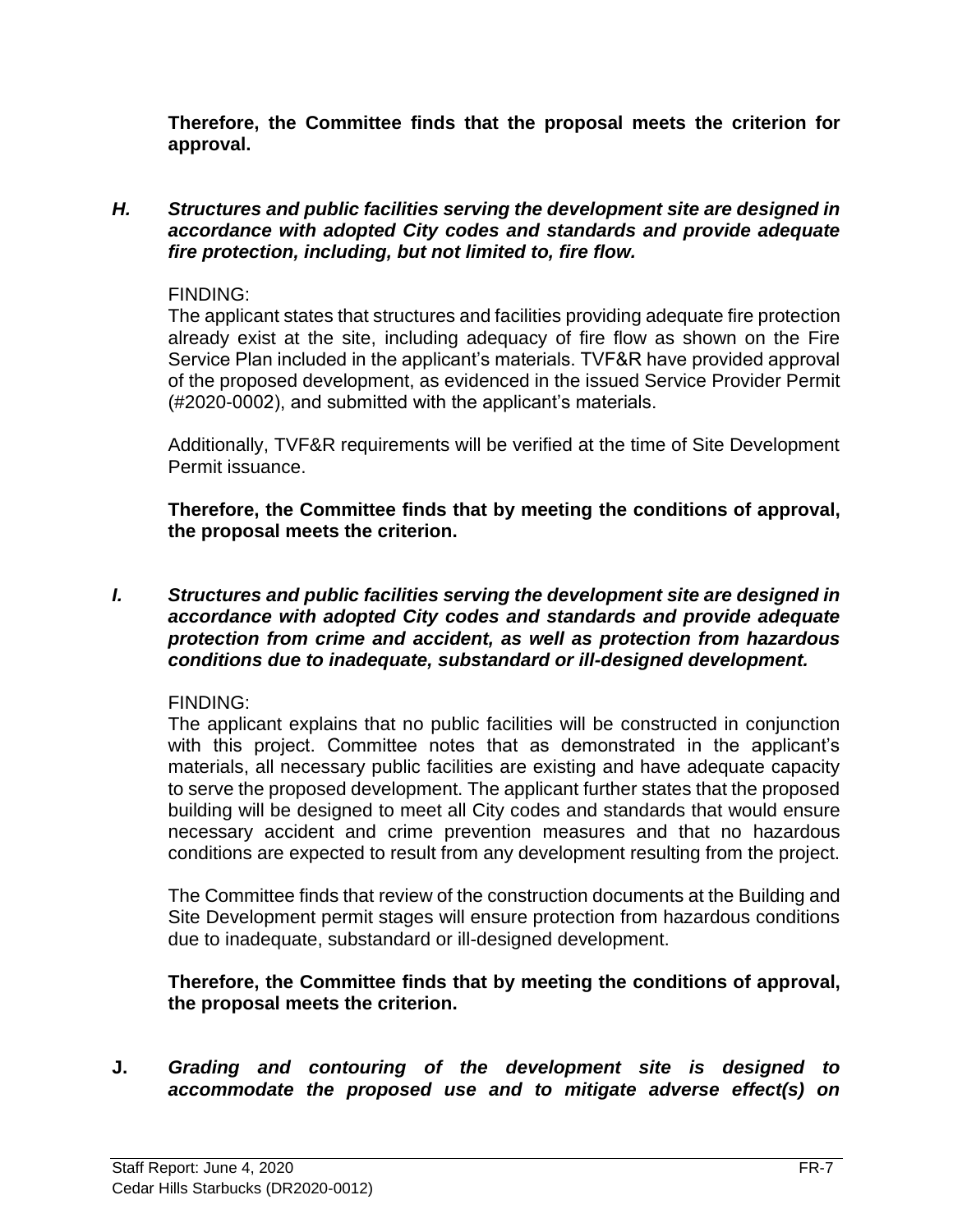**Therefore, the Committee finds that the proposal meets the criterion for approval.**

*H. Structures and public facilities serving the development site are designed in accordance with adopted City codes and standards and provide adequate fire protection, including, but not limited to, fire flow.*

FINDING:

The applicant states that structures and facilities providing adequate fire protection already exist at the site, including adequacy of fire flow as shown on the Fire Service Plan included in the applicant's materials. TVF&R have provided approval of the proposed development, as evidenced in the issued Service Provider Permit (#2020-0002), and submitted with the applicant's materials.

Additionally, TVF&R requirements will be verified at the time of Site Development Permit issuance.

**Therefore, the Committee finds that by meeting the conditions of approval, the proposal meets the criterion.**

*I. Structures and public facilities serving the development site are designed in accordance with adopted City codes and standards and provide adequate protection from crime and accident, as well as protection from hazardous conditions due to inadequate, substandard or ill-designed development.*

FINDING:

The applicant explains that no public facilities will be constructed in conjunction with this project. Committee notes that as demonstrated in the applicant's materials, all necessary public facilities are existing and have adequate capacity to serve the proposed development. The applicant further states that the proposed building will be designed to meet all City codes and standards that would ensure necessary accident and crime prevention measures and that no hazardous conditions are expected to result from any development resulting from the project.

The Committee finds that review of the construction documents at the Building and Site Development permit stages will ensure protection from hazardous conditions due to inadequate, substandard or ill-designed development.

**Therefore, the Committee finds that by meeting the conditions of approval, the proposal meets the criterion.**

**J.** ***Grading and contouring of the development site is designed to accommodate the proposed use and to mitigate adverse effect(s) on***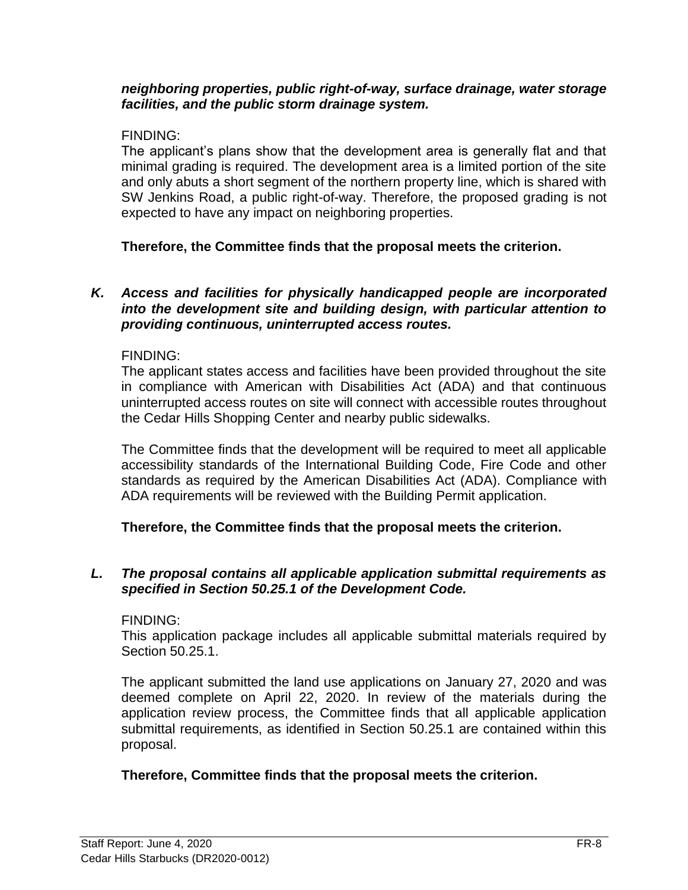***neighboring properties, public right-of-way, surface drainage, water storage facilities, and the public storm drainage system.***

FINDING:
The applicant's plans show that the development area is generally flat and that minimal grading is required. The development area is a limited portion of the site and only abuts a short segment of the northern property line, which is shared with SW Jenkins Road, a public right-of-way. Therefore, the proposed grading is not expected to have any impact on neighboring properties.

**Therefore, the Committee finds that the proposal meets the criterion.**

***K. Access and facilities for physically handicapped people are incorporated into the development site and building design, with particular attention to providing continuous, uninterrupted access routes.***

FINDING:
The applicant states access and facilities have been provided throughout the site in compliance with American with Disabilities Act (ADA) and that continuous uninterrupted access routes on site will connect with accessible routes throughout the Cedar Hills Shopping Center and nearby public sidewalks.

The Committee finds that the development will be required to meet all applicable accessibility standards of the International Building Code, Fire Code and other standards as required by the American Disabilities Act (ADA). Compliance with ADA requirements will be reviewed with the Building Permit application.

**Therefore, the Committee finds that the proposal meets the criterion.**

***L. The proposal contains all applicable application submittal requirements as specified in Section 50.25.1 of the Development Code.***

FINDING:
This application package includes all applicable submittal materials required by Section 50.25.1.

The applicant submitted the land use applications on January 27, 2020 and was deemed complete on April 22, 2020. In review of the materials during the application review process, the Committee finds that all applicable application submittal requirements, as identified in Section 50.25.1 are contained within this proposal.

**Therefore, Committee finds that the proposal meets the criterion.**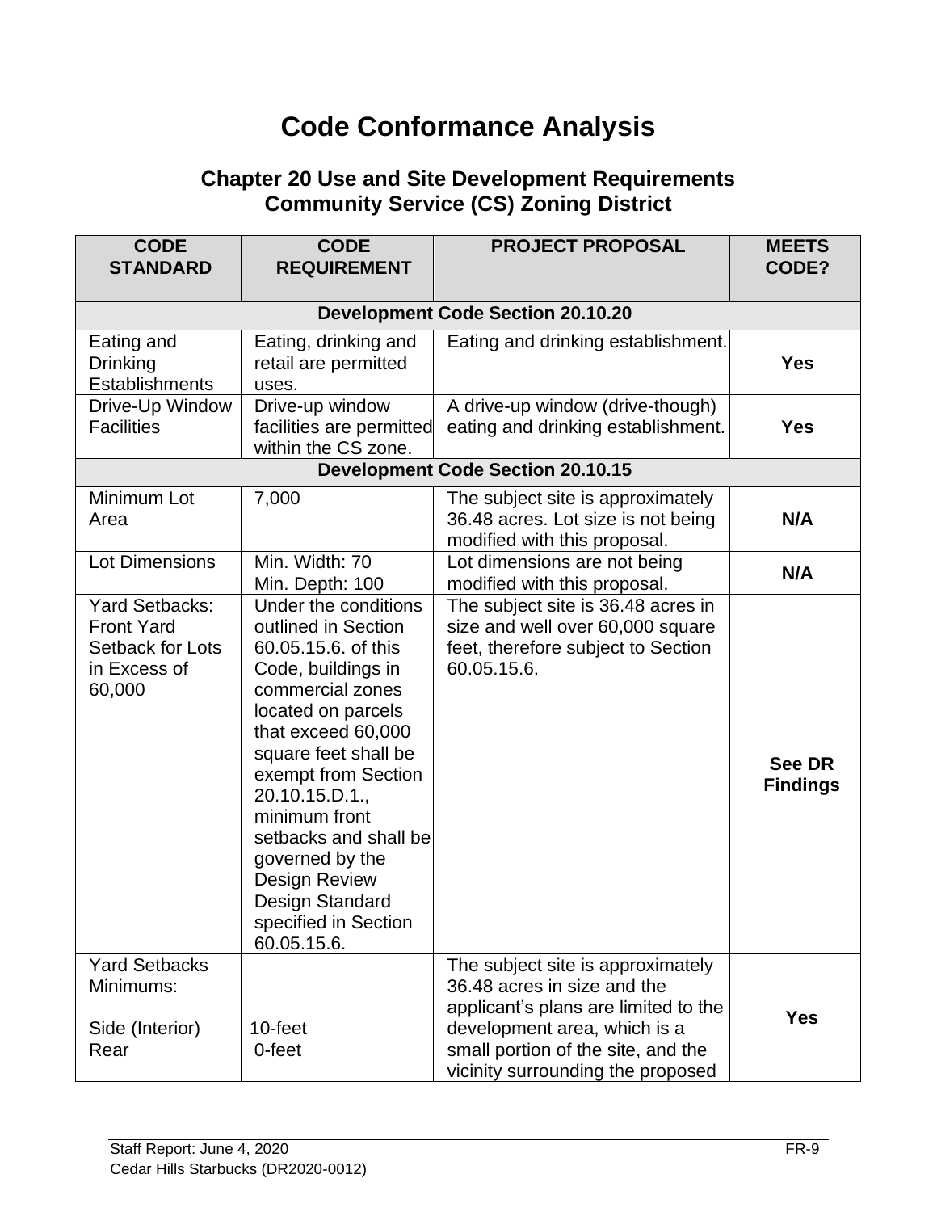# Code Conformance Analysis

## Chapter 20 Use and Site Development Requirements
## Community Service (CS) Zoning District

| CODE STANDARD | CODE REQUIREMENT | PROJECT PROPOSAL | MEETS CODE? |
|---|---|---|---|
| **Development Code Section 20.10.20** | | | |
| Eating and Drinking Establishments | Eating, drinking and retail are permitted uses. | Eating and drinking establishment. | **Yes** |
| Drive-Up Window Facilities | Drive-up window facilities are permitted within the CS zone. | A drive-up window (drive-though) eating and drinking establishment. | **Yes** |
| **Development Code Section 20.10.15** | | | |
| Minimum Lot Area | 7,000 | The subject site is approximately 36.48 acres. Lot size is not being modified with this proposal. | **N/A** |
| Lot Dimensions | Min. Width: 70<br>Min. Depth: 100 | Lot dimensions are not being modified with this proposal. | **N/A** |
| Yard Setbacks: Front Yard Setback for Lots in Excess of 60,000 | Under the conditions outlined in Section 60.05.15.6. of this Code, buildings in commercial zones located on parcels that exceed 60,000 square feet shall be exempt from Section 20.10.15.D.1., minimum front setbacks and shall be governed by the Design Review Design Standard specified in Section 60.05.15.6. | The subject site is 36.48 acres in size and well over 60,000 square feet, therefore subject to Section 60.05.15.6. | **See DR Findings** |
| Yard Setbacks Minimums:<br><br>Side (Interior)<br>Rear | <br><br>10-feet<br>0-feet | The subject site is approximately 36.48 acres in size and the applicant's plans are limited to the development area, which is a small portion of the site, and the vicinity surrounding the proposed | **Yes** |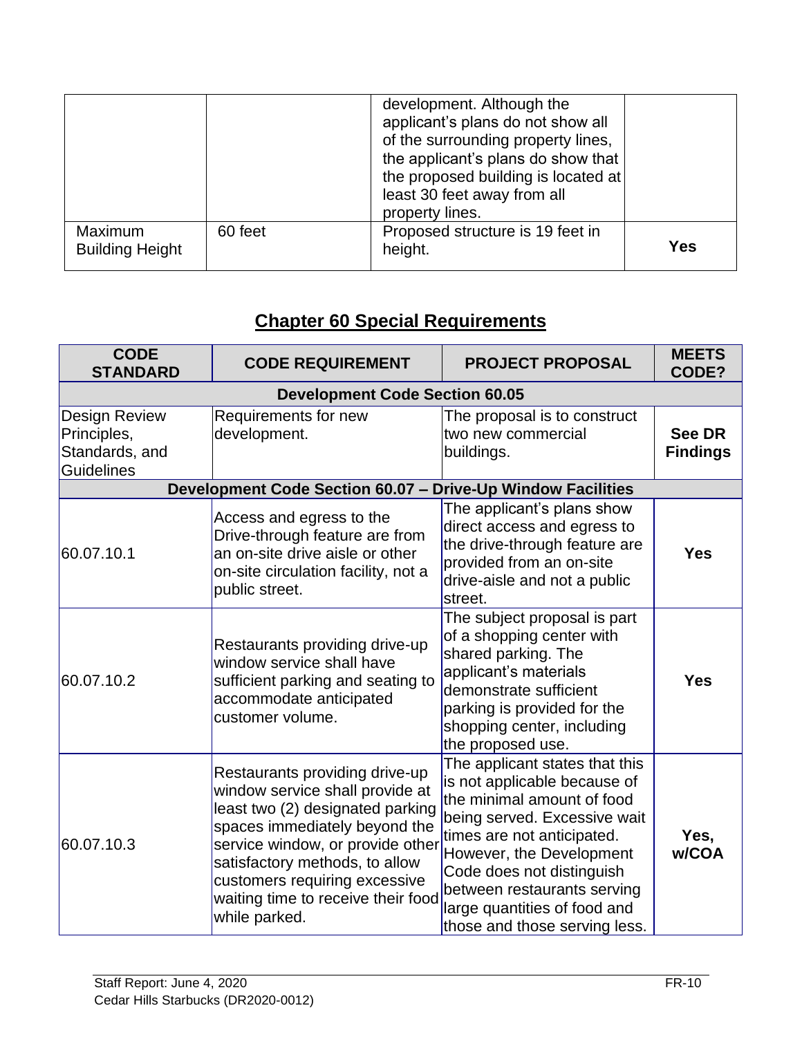| | | development. Although the applicant's plans do not show all of the surrounding property lines, the applicant's plans do show that the proposed building is located at least 30 feet away from all property lines. | |
|---|---|---|---|
| Maximum Building Height | 60 feet | Proposed structure is 19 feet in height. | **Yes** |

## Chapter 60 Special Requirements

| CODE STANDARD | CODE REQUIREMENT | PROJECT PROPOSAL | MEETS CODE? |
|---|---|---|---|
| **Development Code Section 60.05** | | | |
| Design Review Principles, Standards, and Guidelines | Requirements for new development. | The proposal is to construct two new commercial buildings. | **See DR Findings** |
| **Development Code Section 60.07 – Drive-Up Window Facilities** | | | |
| 60.07.10.1 | Access and egress to the Drive-through feature are from an on-site drive aisle or other on-site circulation facility, not a public street. | The applicant's plans show direct access and egress to the drive-through feature are provided from an on-site drive-aisle and not a public street. | **Yes** |
| 60.07.10.2 | Restaurants providing drive-up window service shall have sufficient parking and seating to accommodate anticipated customer volume. | The subject proposal is part of a shopping center with shared parking. The applicant's materials demonstrate sufficient parking is provided for the shopping center, including the proposed use. | **Yes** |
| 60.07.10.3 | Restaurants providing drive-up window service shall provide at least two (2) designated parking spaces immediately beyond the service window, or provide other satisfactory methods, to allow customers requiring excessive waiting time to receive their food while parked. | The applicant states that this is not applicable because of the minimal amount of food being served. Excessive wait times are not anticipated. However, the Development Code does not distinguish between restaurants serving large quantities of food and those and those serving less. | **Yes, w/COA** |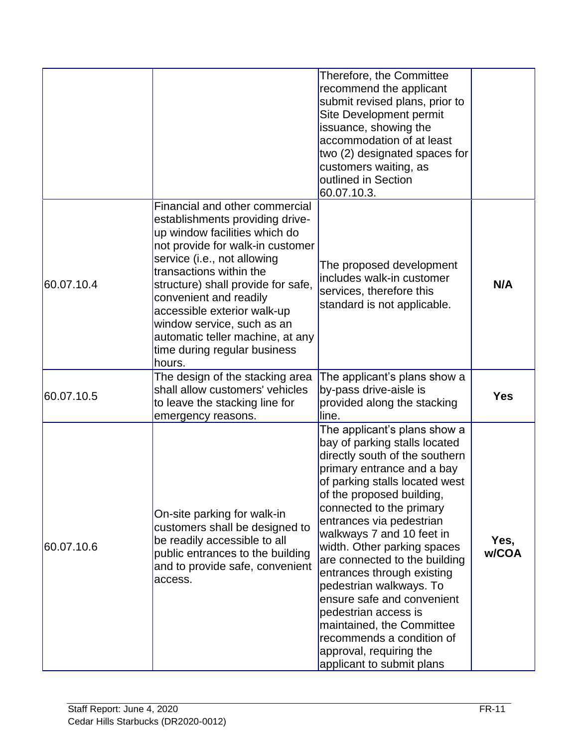| | | | |
|---|---|---|---|
| | | Therefore, the Committee recommend the applicant submit revised plans, prior to Site Development permit issuance, showing the accommodation of at least two (2) designated spaces for customers waiting, as outlined in Section 60.07.10.3. | |
| 60.07.10.4 | Financial and other commercial establishments providing drive-up window facilities which do not provide for walk-in customer service (i.e., not allowing transactions within the structure) shall provide for safe, convenient and readily accessible exterior walk-up window service, such as an automatic teller machine, at any time during regular business hours. | The proposed development includes walk-in customer services, therefore this standard is not applicable. | **N/A** |
| 60.07.10.5 | The design of the stacking area shall allow customers' vehicles to leave the stacking line for emergency reasons. | The applicant's plans show a by-pass drive-aisle is provided along the stacking line. | **Yes** |
| 60.07.10.6 | On-site parking for walk-in customers shall be designed to be readily accessible to all public entrances to the building and to provide safe, convenient access. | The applicant's plans show a bay of parking stalls located directly south of the southern primary entrance and a bay of parking stalls located west of the proposed building, connected to the primary entrances via pedestrian walkways 7 and 10 feet in width. Other parking spaces are connected to the building entrances through existing pedestrian walkways. To ensure safe and convenient pedestrian access is maintained, the Committee recommends a condition of approval, requiring the applicant to submit plans | **Yes, w/COA** |

Staff Report: June 4, 2020
Cedar Hills Starbucks (DR2020-0012)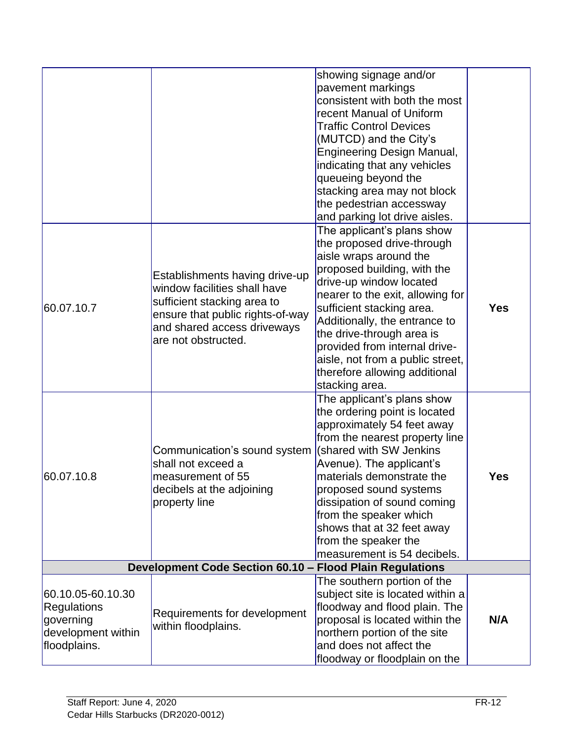| | | | |
|---|---|---|---|
| | | showing signage and/or pavement markings consistent with both the most recent Manual of Uniform Traffic Control Devices (MUTCD) and the City's Engineering Design Manual, indicating that any vehicles queueing beyond the stacking area may not block the pedestrian accessway and parking lot drive aisles. | |
| 60.07.10.7 | Establishments having drive-up window facilities shall have sufficient stacking area to ensure that public rights-of-way and shared access driveways are not obstructed. | The applicant's plans show the proposed drive-through aisle wraps around the proposed building, with the drive-up window located nearer to the exit, allowing for sufficient stacking area. Additionally, the entrance to the drive-through area is provided from internal drive-aisle, not from a public street, therefore allowing additional stacking area. | **Yes** |
| 60.07.10.8 | Communication's sound system shall not exceed a measurement of 55 decibels at the adjoining property line | The applicant's plans show the ordering point is located approximately 54 feet away from the nearest property line (shared with SW Jenkins Avenue). The applicant's materials demonstrate the proposed sound systems dissipation of sound coming from the speaker which shows that at 32 feet away from the speaker the measurement is 54 decibels. | **Yes** |
| **Development Code Section 60.10 – Flood Plain Regulations** | | | |
| 60.10.05-60.10.30 Regulations governing development within floodplains. | Requirements for development within floodplains. | The southern portion of the subject site is located within a floodway and flood plain. The proposal is located within the northern portion of the site and does not affect the floodway or floodplain on the | **N/A** |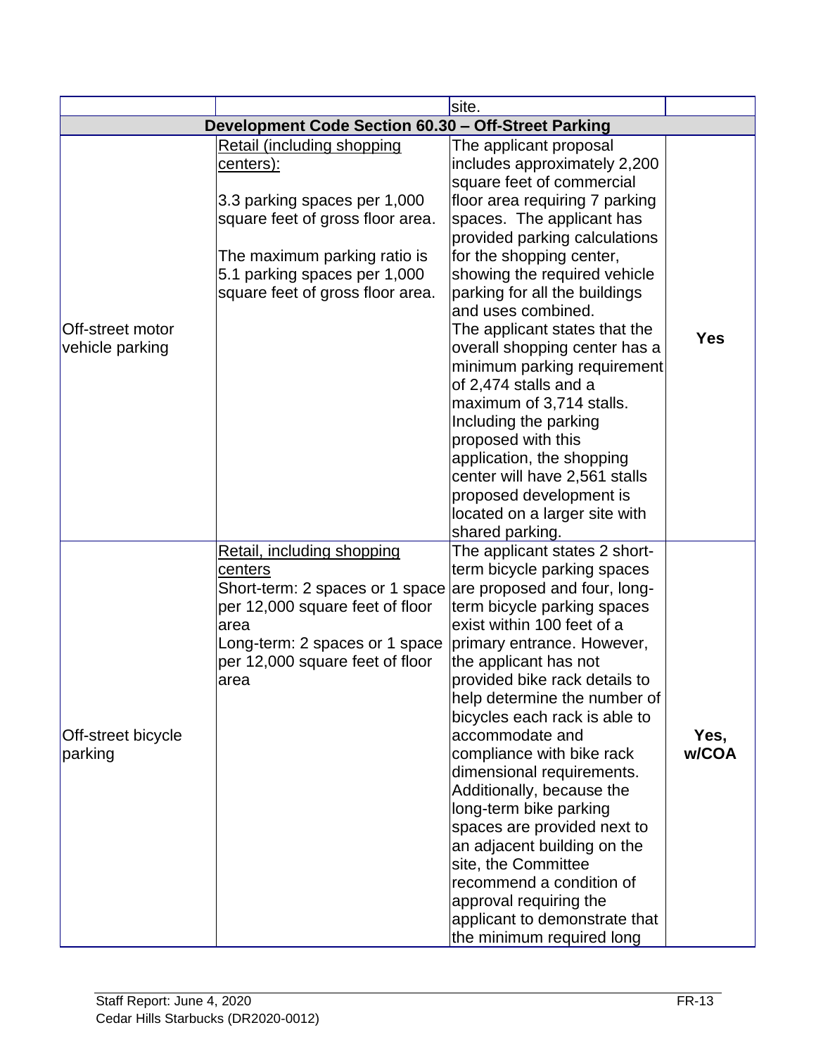| | | | |
|---|---|---|---|
| | | site. | |
| **Development Code Section 60.30 – Off-Street Parking** | | | |
| Off-street motor vehicle parking | Retail (including shopping centers):<br><br>3.3 parking spaces per 1,000 square feet of gross floor area.<br><br>The maximum parking ratio is 5.1 parking spaces per 1,000 square feet of gross floor area. | The applicant proposal includes approximately 2,200 square feet of commercial floor area requiring 7 parking spaces. The applicant has provided parking calculations for the shopping center, showing the required vehicle parking for all the buildings and uses combined.<br>The applicant states that the overall shopping center has a minimum parking requirement of 2,474 stalls and a maximum of 3,714 stalls. Including the parking proposed with this application, the shopping center will have 2,561 stalls proposed development is located on a larger site with shared parking. | **Yes** |
| Off-street bicycle parking | Retail, including shopping centers<br>Short-term: 2 spaces or 1 space per 12,000 square feet of floor area<br>Long-term: 2 spaces or 1 space per 12,000 square feet of floor area | The applicant states 2 short-term bicycle parking spaces are proposed and four, long-term bicycle parking spaces exist within 100 feet of a primary entrance. However, the applicant has not provided bike rack details to help determine the number of bicycles each rack is able to accommodate and compliance with bike rack dimensional requirements. Additionally, because the long-term bike parking spaces are provided next to an adjacent building on the site, the Committee recommend a condition of approval requiring the applicant to demonstrate that the minimum required long | **Yes, w/COA** |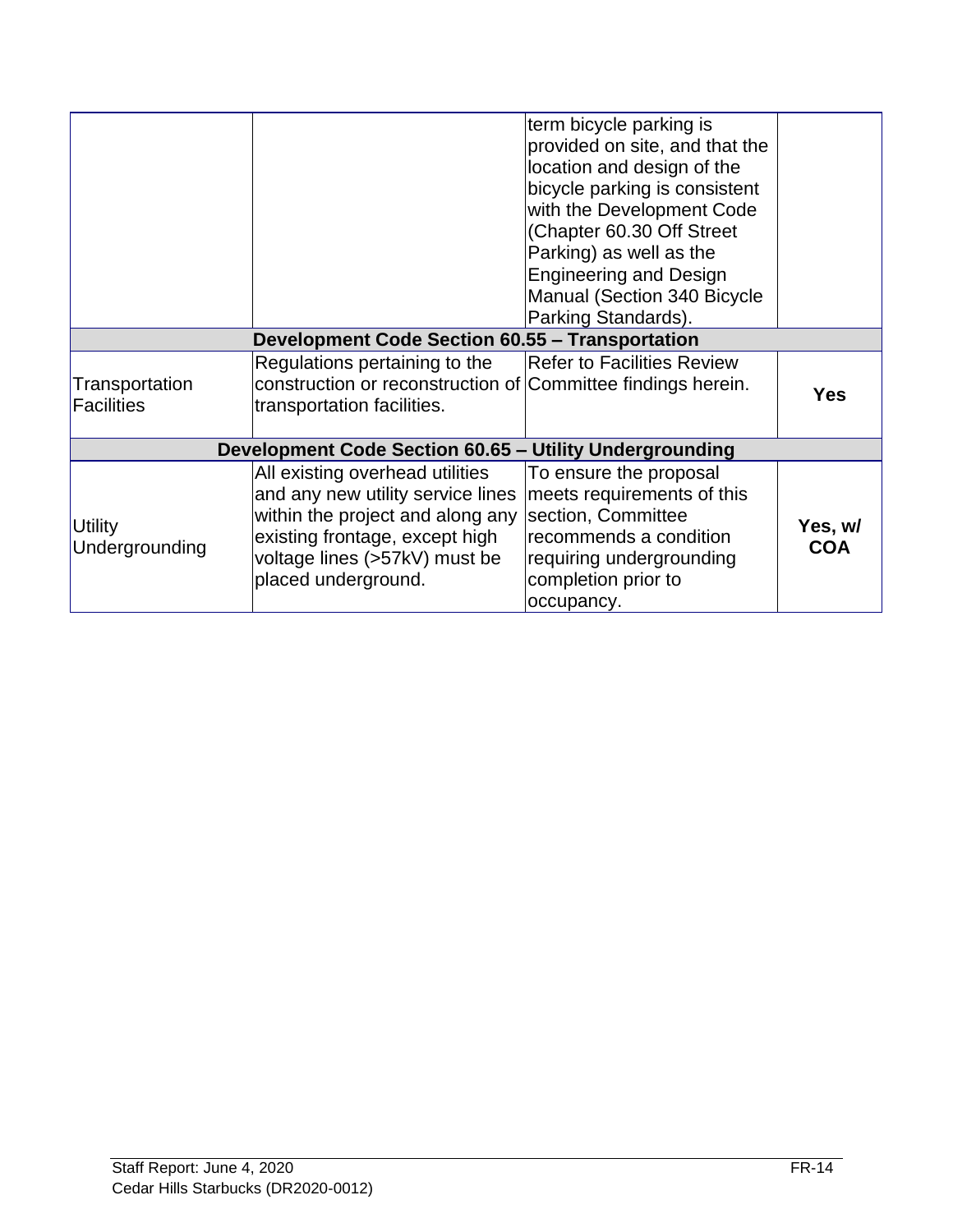| | | | |
|---|---|---|---|
| | | term bicycle parking is provided on site, and that the location and design of the bicycle parking is consistent with the Development Code (Chapter 60.30 Off Street Parking) as well as the Engineering and Design Manual (Section 340 Bicycle Parking Standards). | |
| **Development Code Section 60.55 – Transportation** | | | |
| Transportation Facilities | Regulations pertaining to the construction or reconstruction of transportation facilities. | Refer to Facilities Review Committee findings herein. | **Yes** |
| **Development Code Section 60.65 – Utility Undergrounding** | | | |
| Utility Undergrounding | All existing overhead utilities and any new utility service lines within the project and along any existing frontage, except high voltage lines (>57kV) must be placed underground. | To ensure the proposal meets requirements of this section, Committee recommends a condition requiring undergrounding completion prior to occupancy. | **Yes, w/ COA** |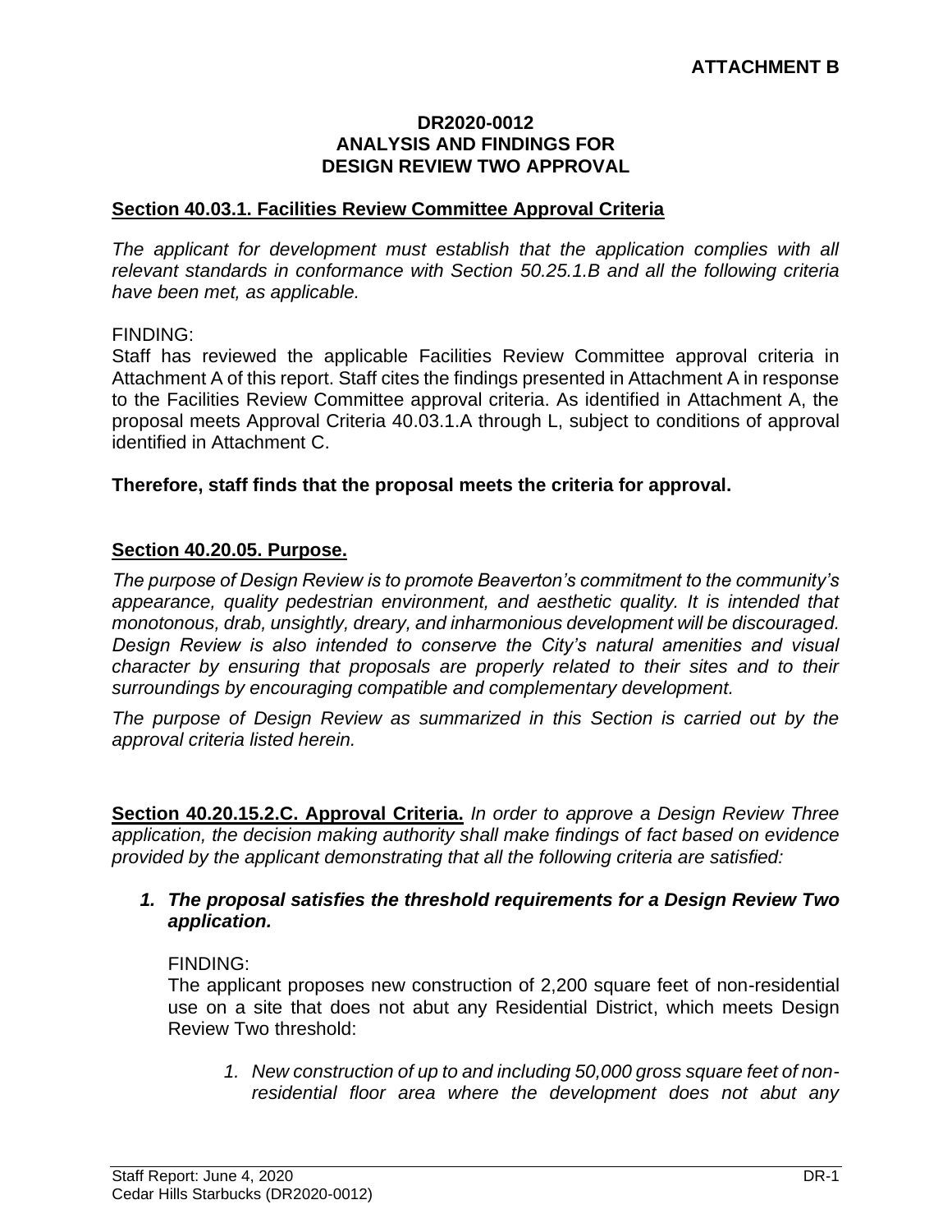**ATTACHMENT B**

**DR2020-0012**
**ANALYSIS AND FINDINGS FOR**
**DESIGN REVIEW TWO APPROVAL**

**Section 40.03.1. Facilities Review Committee Approval Criteria**

*The applicant for development must establish that the application complies with all relevant standards in conformance with Section 50.25.1.B and all the following criteria have been met, as applicable.*

FINDING:
Staff has reviewed the applicable Facilities Review Committee approval criteria in Attachment A of this report. Staff cites the findings presented in Attachment A in response to the Facilities Review Committee approval criteria. As identified in Attachment A, the proposal meets Approval Criteria 40.03.1.A through L, subject to conditions of approval identified in Attachment C.

**Therefore, staff finds that the proposal meets the criteria for approval.**

**Section 40.20.05. Purpose.**

*The purpose of Design Review is to promote Beaverton's commitment to the community's appearance, quality pedestrian environment, and aesthetic quality. It is intended that monotonous, drab, unsightly, dreary, and inharmonious development will be discouraged. Design Review is also intended to conserve the City's natural amenities and visual character by ensuring that proposals are properly related to their sites and to their surroundings by encouraging compatible and complementary development.*

*The purpose of Design Review as summarized in this Section is carried out by the approval criteria listed herein.*

**Section 40.20.15.2.C. Approval Criteria.** *In order to approve a Design Review Three application, the decision making authority shall make findings of fact based on evidence provided by the applicant demonstrating that all the following criteria are satisfied:*

1. ***The proposal satisfies the threshold requirements for a Design Review Two application.***

   FINDING:
   The applicant proposes new construction of 2,200 square feet of non-residential use on a site that does not abut any Residential District, which meets Design Review Two threshold:

   1. *New construction of up to and including 50,000 gross square feet of non-residential floor area where the development does not abut any*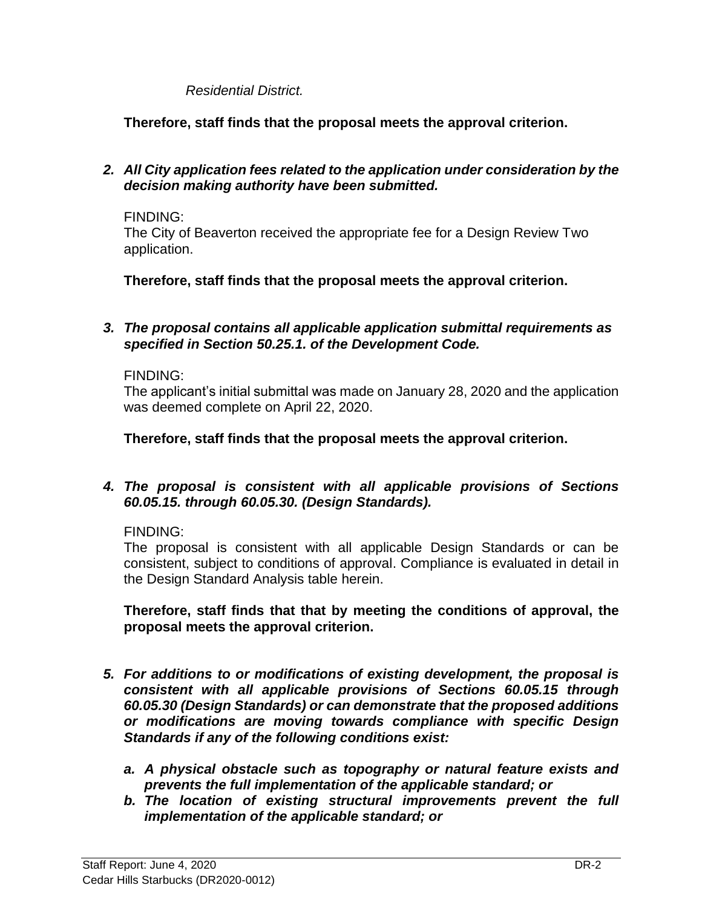*Residential District.*

**Therefore, staff finds that the proposal meets the approval criterion.**

2. ***All City application fees related to the application under consideration by the decision making authority have been submitted.***

   FINDING:
   The City of Beaverton received the appropriate fee for a Design Review Two application.

   **Therefore, staff finds that the proposal meets the approval criterion.**

3. ***The proposal contains all applicable application submittal requirements as specified in Section 50.25.1. of the Development Code.***

   FINDING:
   The applicant's initial submittal was made on January 28, 2020 and the application was deemed complete on April 22, 2020.

   **Therefore, staff finds that the proposal meets the approval criterion.**

4. ***The proposal is consistent with all applicable provisions of Sections 60.05.15. through 60.05.30. (Design Standards).***

   FINDING:
   The proposal is consistent with all applicable Design Standards or can be consistent, subject to conditions of approval. Compliance is evaluated in detail in the Design Standard Analysis table herein.

   **Therefore, staff finds that that by meeting the conditions of approval, the proposal meets the approval criterion.**

5. ***For additions to or modifications of existing development, the proposal is consistent with all applicable provisions of Sections 60.05.15 through 60.05.30 (Design Standards) or can demonstrate that the proposed additions or modifications are moving towards compliance with specific Design Standards if any of the following conditions exist:***

   a. ***A physical obstacle such as topography or natural feature exists and prevents the full implementation of the applicable standard; or***
   b. ***The location of existing structural improvements prevent the full implementation of the applicable standard; or***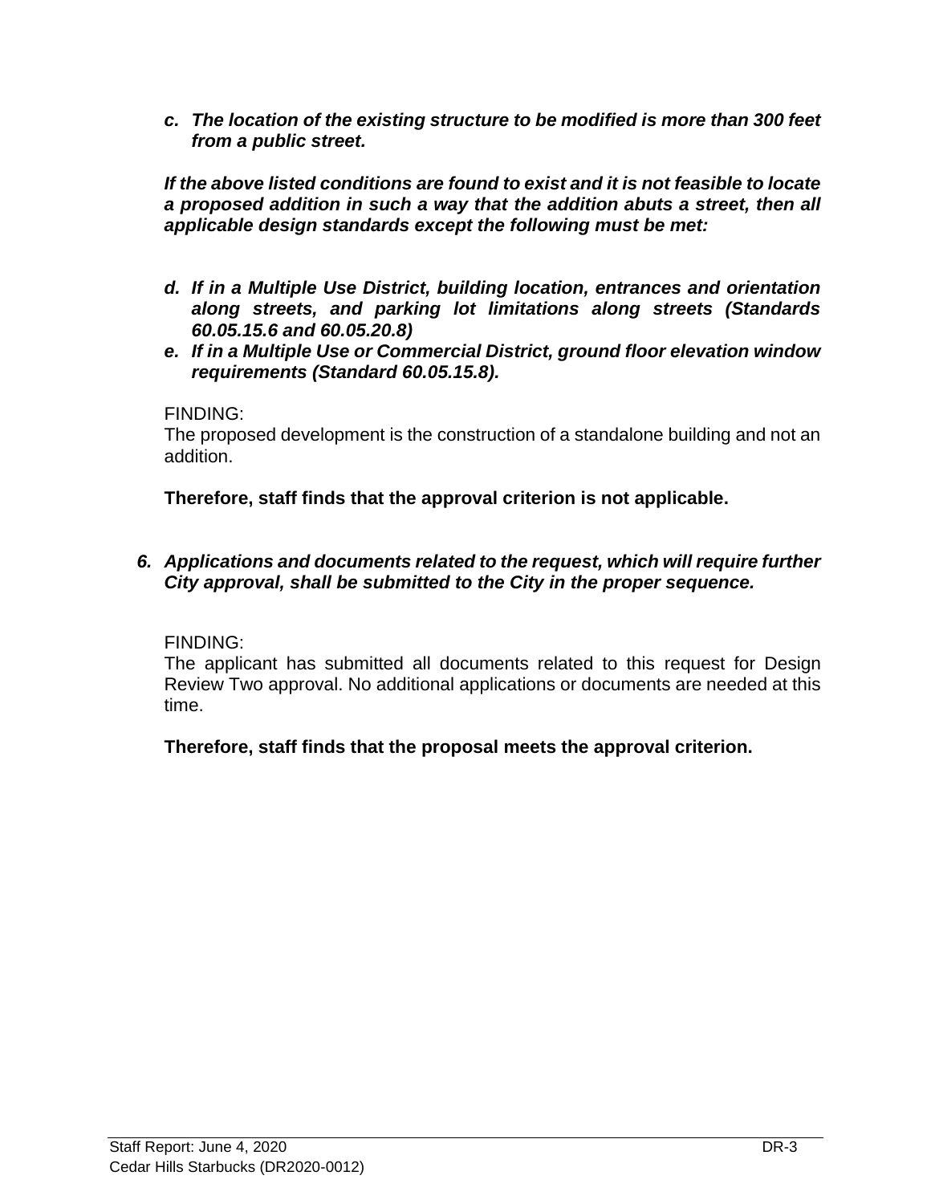*c. The location of the existing structure to be modified is more than 300 feet from a public street.*

***If the above listed conditions are found to exist and it is not feasible to locate a proposed addition in such a way that the addition abuts a street, then all applicable design standards except the following must be met:***

*d. If in a Multiple Use District, building location, entrances and orientation along streets, and parking lot limitations along streets (Standards 60.05.15.6 and 60.05.20.8)*

*e. If in a Multiple Use or Commercial District, ground floor elevation window requirements (Standard 60.05.15.8).*

FINDING:
The proposed development is the construction of a standalone building and not an addition.

**Therefore, staff finds that the approval criterion is not applicable.**

***6. Applications and documents related to the request, which will require further City approval, shall be submitted to the City in the proper sequence.***

FINDING:
The applicant has submitted all documents related to this request for Design Review Two approval. No additional applications or documents are needed at this time.

**Therefore, staff finds that the proposal meets the approval criterion.**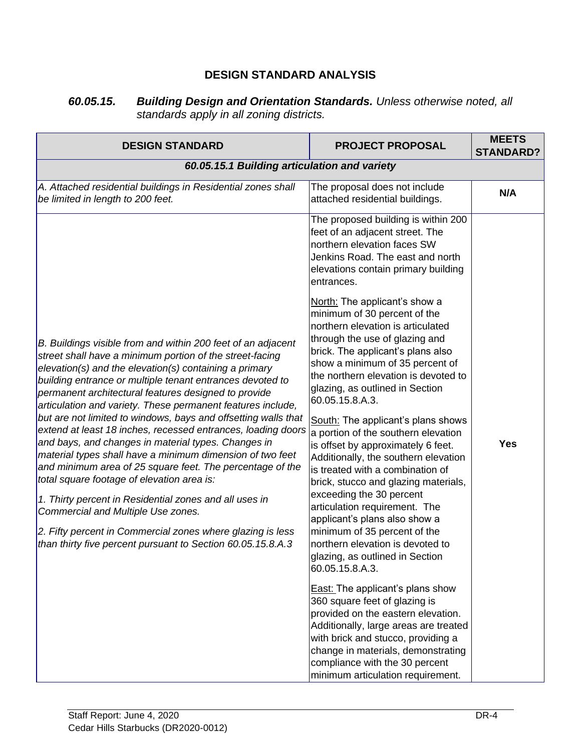## DESIGN STANDARD ANALYSIS

### *60.05.15. Building Design and Orientation Standards. Unless otherwise noted, all standards apply in all zoning districts.*

| DESIGN STANDARD | PROJECT PROPOSAL | MEETS STANDARD? |
|---|---|---|
| ***60.05.15.1 Building articulation and variety*** | | |
| *A. Attached residential buildings in Residential zones shall be limited in length to 200 feet.* | The proposal does not include attached residential buildings. | **N/A** |
| *B. Buildings visible from and within 200 feet of an adjacent street shall have a minimum portion of the street-facing elevation(s) and the elevation(s) containing a primary building entrance or multiple tenant entrances devoted to permanent architectural features designed to provide articulation and variety. These permanent features include, but are not limited to windows, bays and offsetting walls that extend at least 18 inches, recessed entrances, loading doors and bays, and changes in material types. Changes in material types shall have a minimum dimension of two feet and minimum area of 25 square feet. The percentage of the total square footage of elevation area is:*<br><br>*1. Thirty percent in Residential zones and all uses in Commercial and Multiple Use zones.*<br><br>*2. Fifty percent in Commercial zones where glazing is less than thirty five percent pursuant to Section 60.05.15.8.A.3* | The proposed building is within 200 feet of an adjacent street. The northern elevation faces SW Jenkins Road. The east and north elevations contain primary building entrances.<br><br>North: The applicant's show a minimum of 30 percent of the northern elevation is articulated through the use of glazing and brick. The applicant's plans also show a minimum of 35 percent of the northern elevation is devoted to glazing, as outlined in Section 60.05.15.8.A.3.<br><br>South: The applicant's plans shows a portion of the southern elevation is offset by approximately 6 feet. Additionally, the southern elevation is treated with a combination of brick, stucco and glazing materials, exceeding the 30 percent articulation requirement. The applicant's plans also show a minimum of 35 percent of the northern elevation is devoted to glazing, as outlined in Section 60.05.15.8.A.3.<br><br>East: The applicant's plans show 360 square feet of glazing is provided on the eastern elevation. Additionally, large areas are treated with brick and stucco, providing a change in materials, demonstrating compliance with the 30 percent minimum articulation requirement. | **Yes** |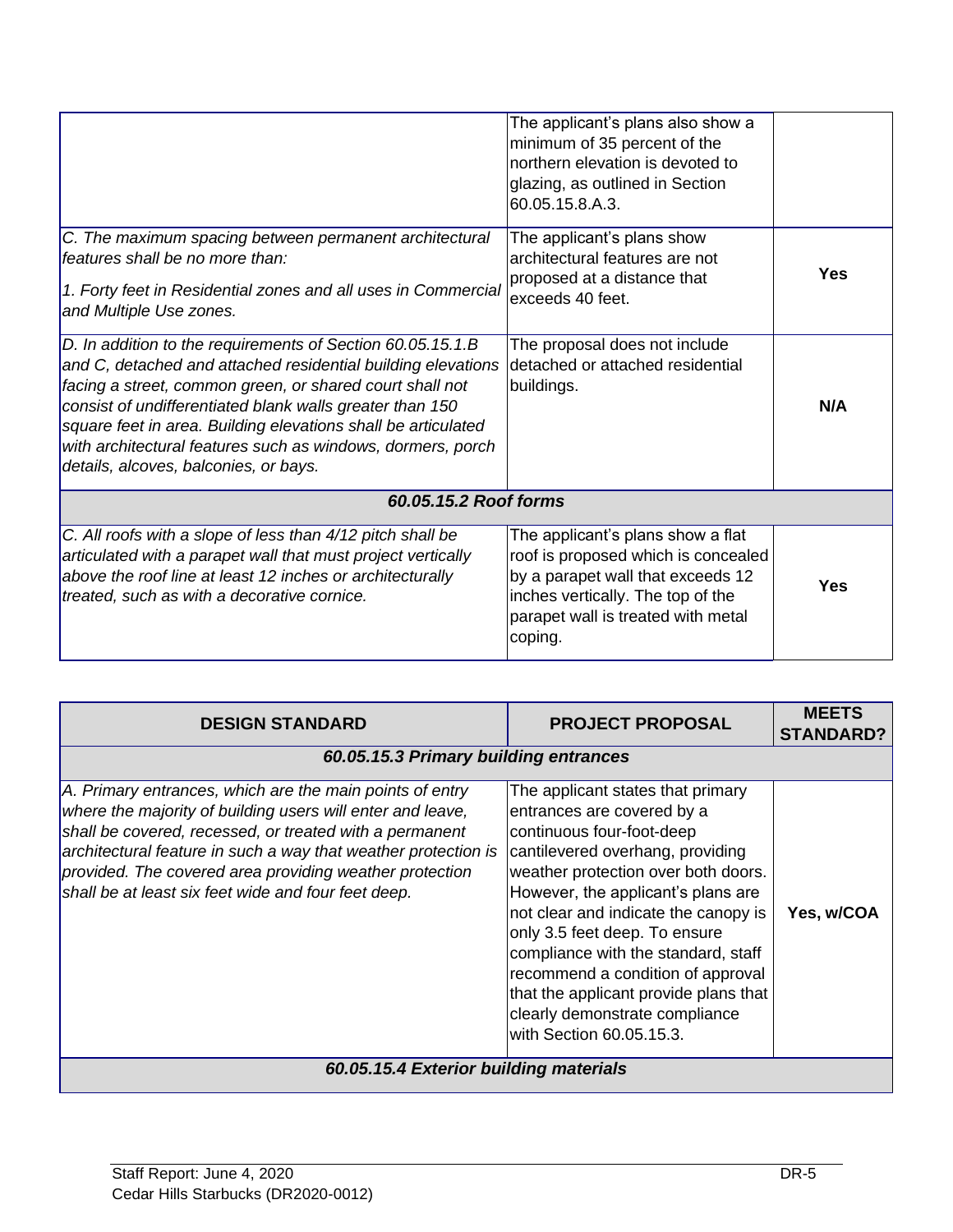| | | |
|---|---|---|
| | The applicant's plans also show a minimum of 35 percent of the northern elevation is devoted to glazing, as outlined in Section 60.05.15.8.A.3. | |
| *C. The maximum spacing between permanent architectural features shall be no more than:*<br>*1. Forty feet in Residential zones and all uses in Commercial and Multiple Use zones.* | The applicant's plans show architectural features are not proposed at a distance that exceeds 40 feet. | **Yes** |
| *D. In addition to the requirements of Section 60.05.15.1.B and C, detached and attached residential building elevations facing a street, common green, or shared court shall not consist of undifferentiated blank walls greater than 150 square feet in area. Building elevations shall be articulated with architectural features such as windows, dormers, porch details, alcoves, balconies, or bays.* | The proposal does not include detached or attached residential buildings. | **N/A** |
| ***60.05.15.2 Roof forms*** | | |
| *C. All roofs with a slope of less than 4/12 pitch shall be articulated with a parapet wall that must project vertically above the roof line at least 12 inches or architecturally treated, such as with a decorative cornice.* | The applicant's plans show a flat roof is proposed which is concealed by a parapet wall that exceeds 12 inches vertically. The top of the parapet wall is treated with metal coping. | **Yes** |

| DESIGN STANDARD | PROJECT PROPOSAL | MEETS STANDARD? |
|---|---|---|
| ***60.05.15.3 Primary building entrances*** | | |
| *A. Primary entrances, which are the main points of entry where the majority of building users will enter and leave, shall be covered, recessed, or treated with a permanent architectural feature in such a way that weather protection is provided. The covered area providing weather protection shall be at least six feet wide and four feet deep.* | The applicant states that primary entrances are covered by a continuous four-foot-deep cantilevered overhang, providing weather protection over both doors. However, the applicant's plans are not clear and indicate the canopy is only 3.5 feet deep. To ensure compliance with the standard, staff recommend a condition of approval that the applicant provide plans that clearly demonstrate compliance with Section 60.05.15.3. | **Yes, w/COA** |
| ***60.05.15.4 Exterior building materials*** | | |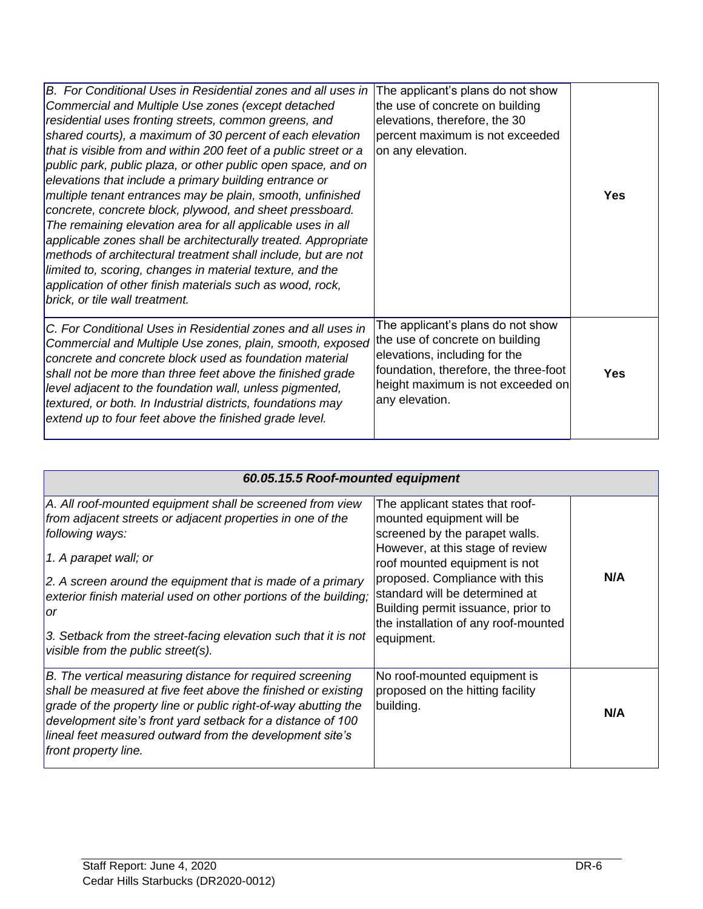| | | |
|---|---|---|
| *B. For Conditional Uses in Residential zones and all uses in Commercial and Multiple Use zones (except detached residential uses fronting streets, common greens, and shared courts), a maximum of 30 percent of each elevation that is visible from and within 200 feet of a public street or a public park, public plaza, or other public open space, and on elevations that include a primary building entrance or multiple tenant entrances may be plain, smooth, unfinished concrete, concrete block, plywood, and sheet pressboard. The remaining elevation area for all applicable uses in all applicable zones shall be architecturally treated. Appropriate methods of architectural treatment shall include, but are not limited to, scoring, changes in material texture, and the application of other finish materials such as wood, rock, brick, or tile wall treatment.* | The applicant's plans do not show the use of concrete on building elevations, therefore, the 30 percent maximum is not exceeded on any elevation. | **Yes** |
| *C. For Conditional Uses in Residential zones and all uses in Commercial and Multiple Use zones, plain, smooth, exposed concrete and concrete block used as foundation material shall not be more than three feet above the finished grade level adjacent to the foundation wall, unless pigmented, textured, or both. In Industrial districts, foundations may extend up to four feet above the finished grade level.* | The applicant's plans do not show the use of concrete on building elevations, including for the foundation, therefore, the three-foot height maximum is not exceeded on any elevation. | **Yes** |

| ***60.05.15.5 Roof-mounted equipment*** | | |
|---|---|---|
| *A. All roof-mounted equipment shall be screened from view from adjacent streets or adjacent properties in one of the following ways:*<br>*1. A parapet wall; or*<br>*2. A screen around the equipment that is made of a primary exterior finish material used on other portions of the building; or*<br>*3. Setback from the street-facing elevation such that it is not visible from the public street(s).* | The applicant states that roof-mounted equipment will be screened by the parapet walls. However, at this stage of review roof mounted equipment is not proposed. Compliance with this standard will be determined at Building permit issuance, prior to the installation of any roof-mounted equipment. | **N/A** |
| *B. The vertical measuring distance for required screening shall be measured at five feet above the finished or existing grade of the property line or public right-of-way abutting the development site's front yard setback for a distance of 100 lineal feet measured outward from the development site's front property line.* | No roof-mounted equipment is proposed on the hitting facility building. | **N/A** |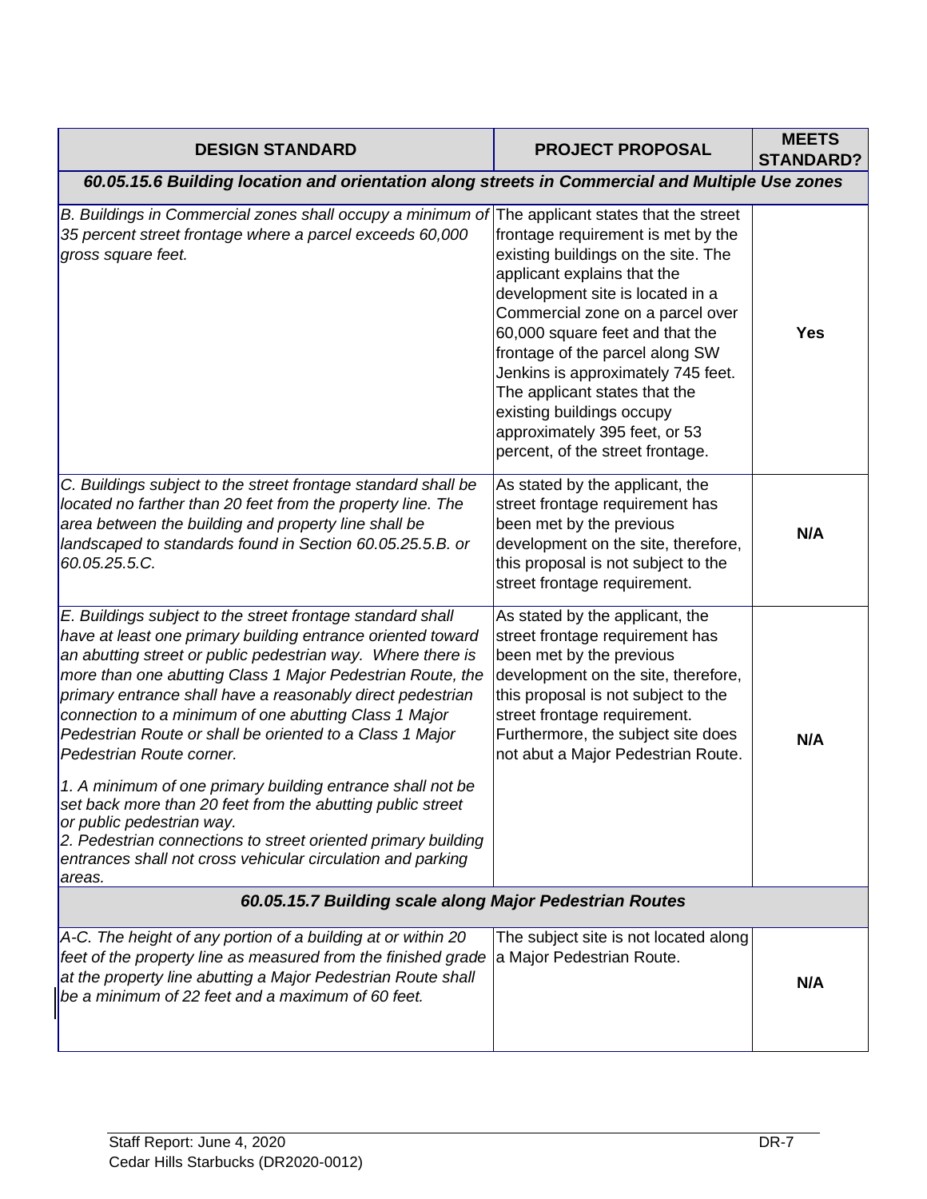| DESIGN STANDARD | PROJECT PROPOSAL | MEETS STANDARD? |
|---|---|---|
| ***60.05.15.6 Building location and orientation along streets in Commercial and Multiple Use zones*** | | |
| *B. Buildings in Commercial zones shall occupy a minimum of 35 percent street frontage where a parcel exceeds 60,000 gross square feet.* | The applicant states that the street frontage requirement is met by the existing buildings on the site. The applicant explains that the development site is located in a Commercial zone on a parcel over 60,000 square feet and that the frontage of the parcel along SW Jenkins is approximately 745 feet. The applicant states that the existing buildings occupy approximately 395 feet, or 53 percent, of the street frontage. | **Yes** |
| *C. Buildings subject to the street frontage standard shall be located no farther than 20 feet from the property line. The area between the building and property line shall be landscaped to standards found in Section 60.05.25.5.B. or 60.05.25.5.C.* | As stated by the applicant, the street frontage requirement has been met by the previous development on the site, therefore, this proposal is not subject to the street frontage requirement. | **N/A** |
| *E. Buildings subject to the street frontage standard shall have at least one primary building entrance oriented toward an abutting street or public pedestrian way. Where there is more than one abutting Class 1 Major Pedestrian Route, the primary entrance shall have a reasonably direct pedestrian connection to a minimum of one abutting Class 1 Major Pedestrian Route or shall be oriented to a Class 1 Major Pedestrian Route corner.*<br><br>*1. A minimum of one primary building entrance shall not be set back more than 20 feet from the abutting public street or public pedestrian way.*<br>*2. Pedestrian connections to street oriented primary building entrances shall not cross vehicular circulation and parking areas.* | As stated by the applicant, the street frontage requirement has been met by the previous development on the site, therefore, this proposal is not subject to the street frontage requirement. Furthermore, the subject site does not abut a Major Pedestrian Route. | **N/A** |
| ***60.05.15.7 Building scale along Major Pedestrian Routes*** | | |
| *A-C. The height of any portion of a building at or within 20 feet of the property line as measured from the finished grade at the property line abutting a Major Pedestrian Route shall be a minimum of 22 feet and a maximum of 60 feet.* | The subject site is not located along a Major Pedestrian Route. | **N/A** |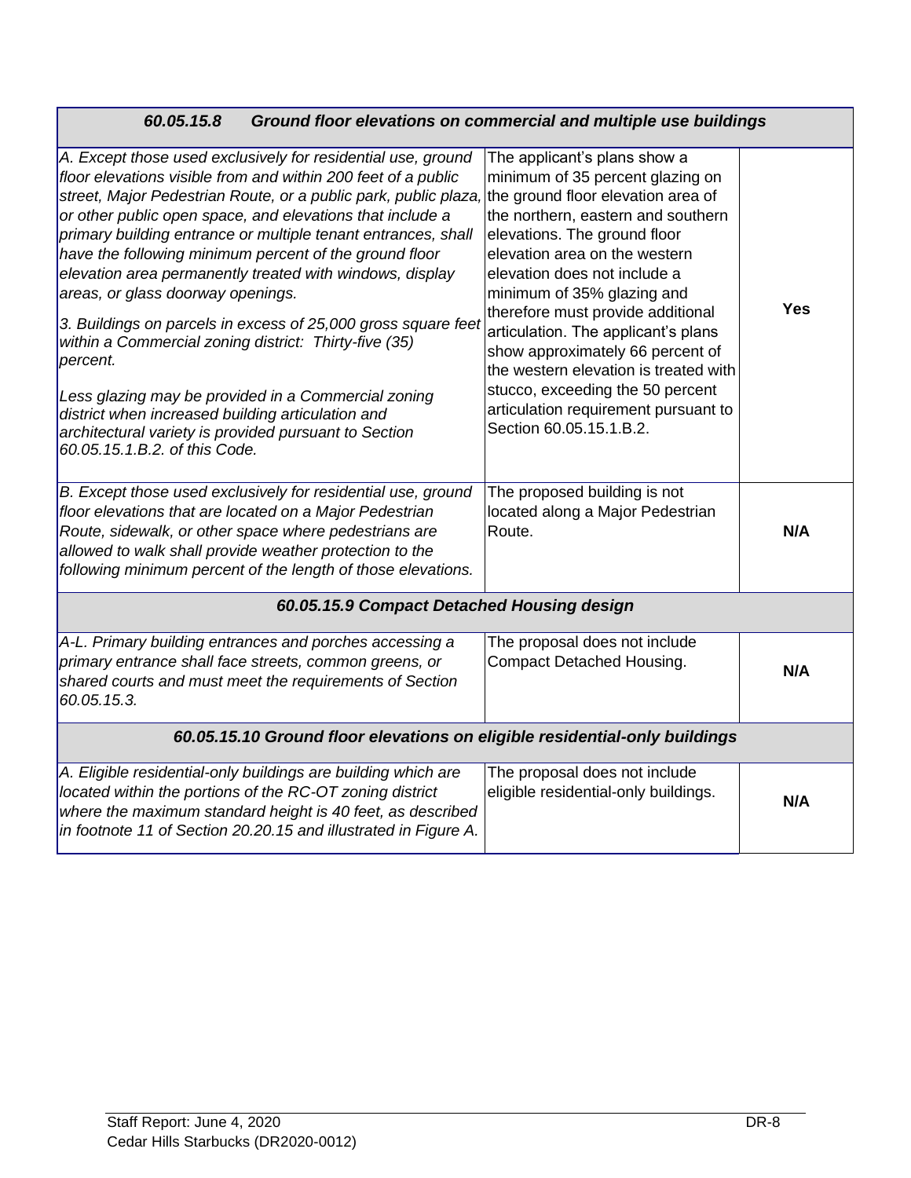| | | |
|---|---|---|
| ***60.05.15.8 Ground floor elevations on commercial and multiple use buildings*** | | |
| *A. Except those used exclusively for residential use, ground floor elevations visible from and within 200 feet of a public street, Major Pedestrian Route, or a public park, public plaza, or other public open space, and elevations that include a primary building entrance or multiple tenant entrances, shall have the following minimum percent of the ground floor elevation area permanently treated with windows, display areas, or glass doorway openings.*<br><br>*3. Buildings on parcels in excess of 25,000 gross square feet within a Commercial zoning district: Thirty-five (35) percent.*<br><br>*Less glazing may be provided in a Commercial zoning district when increased building articulation and architectural variety is provided pursuant to Section 60.05.15.1.B.2. of this Code.* | The applicant's plans show a minimum of 35 percent glazing on the ground floor elevation area of the northern, eastern and southern elevations. The ground floor elevation area on the western elevation does not include a minimum of 35% glazing and therefore must provide additional articulation. The applicant's plans show approximately 66 percent of the western elevation is treated with stucco, exceeding the 50 percent articulation requirement pursuant to Section 60.05.15.1.B.2. | **Yes** |
| *B. Except those used exclusively for residential use, ground floor elevations that are located on a Major Pedestrian Route, sidewalk, or other space where pedestrians are allowed to walk shall provide weather protection to the following minimum percent of the length of those elevations.* | The proposed building is not located along a Major Pedestrian Route. | **N/A** |
| ***60.05.15.9 Compact Detached Housing design*** | | |
| *A-L. Primary building entrances and porches accessing a primary entrance shall face streets, common greens, or shared courts and must meet the requirements of Section 60.05.15.3.* | The proposal does not include Compact Detached Housing. | **N/A** |
| ***60.05.15.10 Ground floor elevations on eligible residential-only buildings*** | | |
| *A. Eligible residential-only buildings are building which are located within the portions of the RC-OT zoning district where the maximum standard height is 40 feet, as described in footnote 11 of Section 20.20.15 and illustrated in Figure A.* | The proposal does not include eligible residential-only buildings. | **N/A** |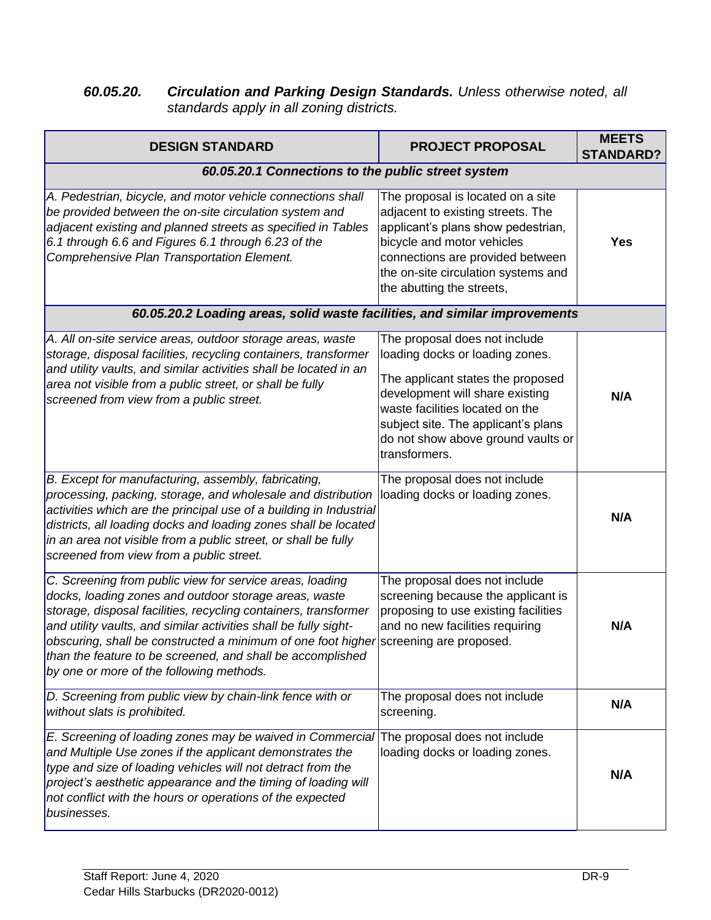### *60.05.20.* ***Circulation and Parking Design Standards.*** *Unless otherwise noted, all standards apply in all zoning districts.*

| DESIGN STANDARD | PROJECT PROPOSAL | MEETS STANDARD? |
|---|---|---|
| ***60.05.20.1 Connections to the public street system*** | | |
| *A. Pedestrian, bicycle, and motor vehicle connections shall be provided between the on-site circulation system and adjacent existing and planned streets as specified in Tables 6.1 through 6.6 and Figures 6.1 through 6.23 of the Comprehensive Plan Transportation Element.* | The proposal is located on a site adjacent to existing streets. The applicant's plans show pedestrian, bicycle and motor vehicles connections are provided between the on-site circulation systems and the abutting the streets, | **Yes** |
| ***60.05.20.2 Loading areas, solid waste facilities, and similar improvements*** | | |
| *A. All on-site service areas, outdoor storage areas, waste storage, disposal facilities, recycling containers, transformer and utility vaults, and similar activities shall be located in an area not visible from a public street, or shall be fully screened from view from a public street.* | The proposal does not include loading docks or loading zones.<br><br>The applicant states the proposed development will share existing waste facilities located on the subject site. The applicant's plans do not show above ground vaults or transformers. | **N/A** |
| *B. Except for manufacturing, assembly, fabricating, processing, packing, storage, and wholesale and distribution activities which are the principal use of a building in Industrial districts, all loading docks and loading zones shall be located in an area not visible from a public street, or shall be fully screened from view from a public street.* | The proposal does not include loading docks or loading zones. | **N/A** |
| *C. Screening from public view for service areas, loading docks, loading zones and outdoor storage areas, waste storage, disposal facilities, recycling containers, transformer and utility vaults, and similar activities shall be fully sight-obscuring, shall be constructed a minimum of one foot higher than the feature to be screened, and shall be accomplished by one or more of the following methods.* | The proposal does not include screening because the applicant is proposing to use existing facilities and no new facilities requiring screening are proposed. | **N/A** |
| *D. Screening from public view by chain-link fence with or without slats is prohibited.* | The proposal does not include screening. | **N/A** |
| *E. Screening of loading zones may be waived in Commercial and Multiple Use zones if the applicant demonstrates the type and size of loading vehicles will not detract from the project's aesthetic appearance and the timing of loading will not conflict with the hours or operations of the expected businesses.* | The proposal does not include loading docks or loading zones. | **N/A** |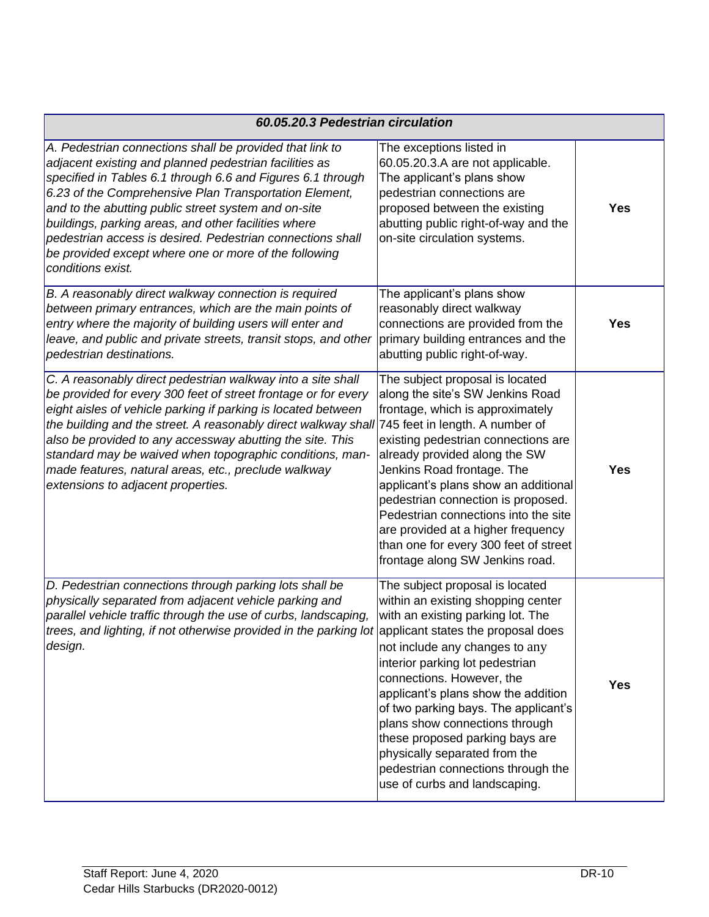| *60.05.20.3 Pedestrian circulation* | | |
|---|---|---|
| *A. Pedestrian connections shall be provided that link to adjacent existing and planned pedestrian facilities as specified in Tables 6.1 through 6.6 and Figures 6.1 through 6.23 of the Comprehensive Plan Transportation Element, and to the abutting public street system and on-site buildings, parking areas, and other facilities where pedestrian access is desired. Pedestrian connections shall be provided except where one or more of the following conditions exist.* | The exceptions listed in 60.05.20.3.A are not applicable. The applicant's plans show pedestrian connections are proposed between the existing abutting public right-of-way and the on-site circulation systems. | **Yes** |
| *B. A reasonably direct walkway connection is required between primary entrances, which are the main points of entry where the majority of building users will enter and leave, and public and private streets, transit stops, and other pedestrian destinations.* | The applicant's plans show reasonably direct walkway connections are provided from the primary building entrances and the abutting public right-of-way. | **Yes** |
| *C. A reasonably direct pedestrian walkway into a site shall be provided for every 300 feet of street frontage or for every eight aisles of vehicle parking if parking is located between the building and the street. A reasonably direct walkway shall also be provided to any accessway abutting the site. This standard may be waived when topographic conditions, man-made features, natural areas, etc., preclude walkway extensions to adjacent properties.* | The subject proposal is located along the site's SW Jenkins Road frontage, which is approximately 745 feet in length. A number of existing pedestrian connections are already provided along the SW Jenkins Road frontage. The applicant's plans show an additional pedestrian connection is proposed. Pedestrian connections into the site are provided at a higher frequency than one for every 300 feet of street frontage along SW Jenkins road. | **Yes** |
| *D. Pedestrian connections through parking lots shall be physically separated from adjacent vehicle parking and parallel vehicle traffic through the use of curbs, landscaping, trees, and lighting, if not otherwise provided in the parking lot design.* | The subject proposal is located within an existing shopping center with an existing parking lot. The applicant states the proposal does not include any changes to any interior parking lot pedestrian connections. However, the applicant's plans show the addition of two parking bays. The applicant's plans show connections through these proposed parking bays are physically separated from the pedestrian connections through the use of curbs and landscaping. | **Yes** |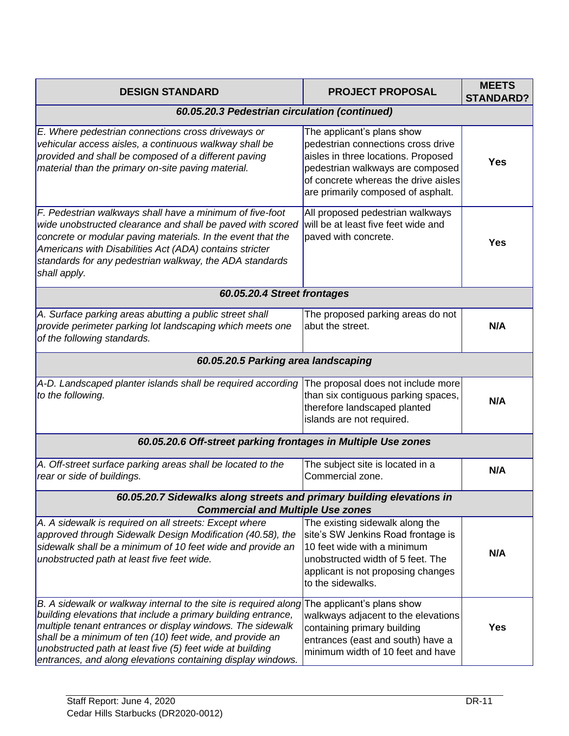| DESIGN STANDARD | PROJECT PROPOSAL | MEETS STANDARD? |
|---|---|---|
| ***60.05.20.3 Pedestrian circulation (continued)*** | | |
| *E. Where pedestrian connections cross driveways or vehicular access aisles, a continuous walkway shall be provided and shall be composed of a different paving material than the primary on-site paving material.* | The applicant's plans show pedestrian connections cross drive aisles in three locations. Proposed pedestrian walkways are composed of concrete whereas the drive aisles are primarily composed of asphalt. | **Yes** |
| *F. Pedestrian walkways shall have a minimum of five-foot wide unobstructed clearance and shall be paved with scored concrete or modular paving materials. In the event that the Americans with Disabilities Act (ADA) contains stricter standards for any pedestrian walkway, the ADA standards shall apply.* | All proposed pedestrian walkways will be at least five feet wide and paved with concrete. | **Yes** |
| ***60.05.20.4 Street frontages*** | | |
| *A. Surface parking areas abutting a public street shall provide perimeter parking lot landscaping which meets one of the following standards.* | The proposed parking areas do not abut the street. | **N/A** |
| ***60.05.20.5 Parking area landscaping*** | | |
| *A-D. Landscaped planter islands shall be required according to the following.* | The proposal does not include more than six contiguous parking spaces, therefore landscaped planted islands are not required. | **N/A** |
| ***60.05.20.6 Off-street parking frontages in Multiple Use zones*** | | |
| *A. Off-street surface parking areas shall be located to the rear or side of buildings.* | The subject site is located in a Commercial zone. | **N/A** |
| ***60.05.20.7 Sidewalks along streets and primary building elevations in Commercial and Multiple Use zones*** | | |
| *A. A sidewalk is required on all streets: Except where approved through Sidewalk Design Modification (40.58), the sidewalk shall be a minimum of 10 feet wide and provide an unobstructed path at least five feet wide.* | The existing sidewalk along the site's SW Jenkins Road frontage is 10 feet wide with a minimum unobstructed width of 5 feet. The applicant is not proposing changes to the sidewalks. | **N/A** |
| *B. A sidewalk or walkway internal to the site is required along building elevations that include a primary building entrance, multiple tenant entrances or display windows. The sidewalk shall be a minimum of ten (10) feet wide, and provide an unobstructed path at least five (5) feet wide at building entrances, and along elevations containing display windows.* | The applicant's plans show walkways adjacent to the elevations containing primary building entrances (east and south) have a minimum width of 10 feet and have | **Yes** |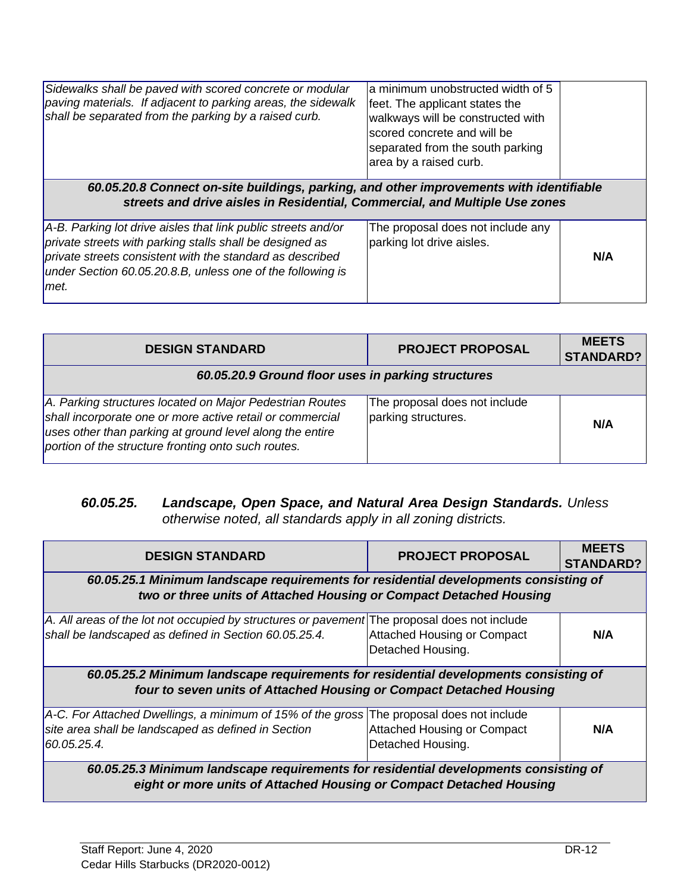| | | |
|---|---|---|
| *Sidewalks shall be paved with scored concrete or modular paving materials. If adjacent to parking areas, the sidewalk shall be separated from the parking by a raised curb.* | a minimum unobstructed width of 5 feet. The applicant states the walkways will be constructed with scored concrete and will be separated from the south parking area by a raised curb. | |
| ***60.05.20.8 Connect on-site buildings, parking, and other improvements with identifiable streets and drive aisles in Residential, Commercial, and Multiple Use zones*** | | |
| *A-B. Parking lot drive aisles that link public streets and/or private streets with parking stalls shall be designed as private streets consistent with the standard as described under Section 60.05.20.8.B, unless one of the following is met.* | The proposal does not include any parking lot drive aisles. | **N/A** |

| DESIGN STANDARD | PROJECT PROPOSAL | MEETS STANDARD? |
|---|---|---|
| ***60.05.20.9 Ground floor uses in parking structures*** | | |
| *A. Parking structures located on Major Pedestrian Routes shall incorporate one or more active retail or commercial uses other than parking at ground level along the entire portion of the structure fronting onto such routes.* | The proposal does not include parking structures. | **N/A** |

### *60.05.25. Landscape, Open Space, and Natural Area Design Standards. Unless otherwise noted, all standards apply in all zoning districts.*

| DESIGN STANDARD | PROJECT PROPOSAL | MEETS STANDARD? |
|---|---|---|
| ***60.05.25.1 Minimum landscape requirements for residential developments consisting of two or three units of Attached Housing or Compact Detached Housing*** | | |
| *A. All areas of the lot not occupied by structures or pavement shall be landscaped as defined in Section 60.05.25.4.* | The proposal does not include Attached Housing or Compact Detached Housing. | **N/A** |
| ***60.05.25.2 Minimum landscape requirements for residential developments consisting of four to seven units of Attached Housing or Compact Detached Housing*** | | |
| *A-C. For Attached Dwellings, a minimum of 15% of the gross site area shall be landscaped as defined in Section 60.05.25.4.* | The proposal does not include Attached Housing or Compact Detached Housing. | **N/A** |
| ***60.05.25.3 Minimum landscape requirements for residential developments consisting of eight or more units of Attached Housing or Compact Detached Housing*** | | |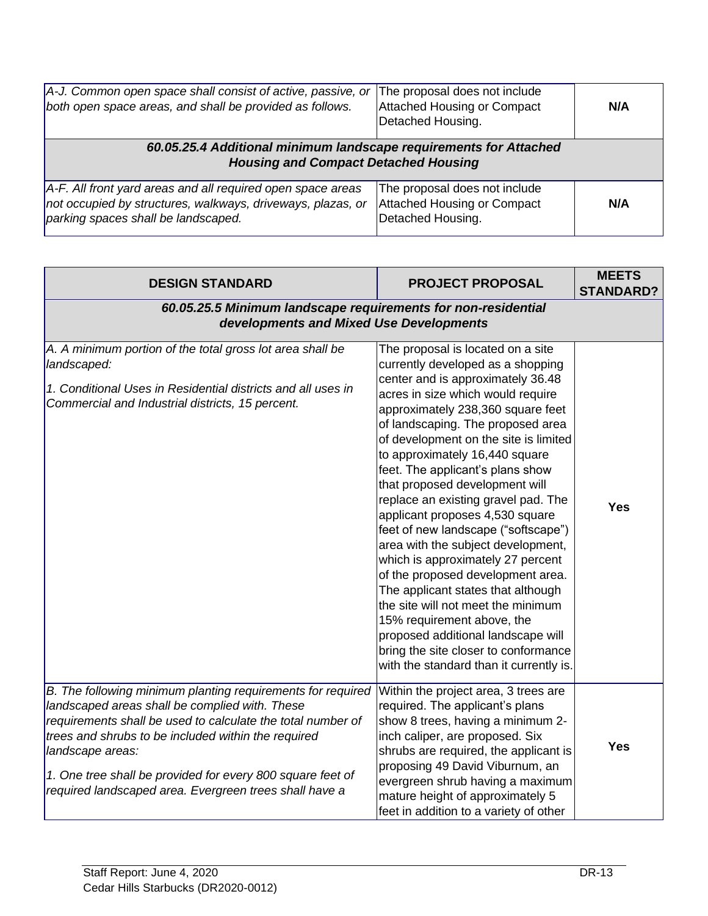| | | |
|---|---|---|
| *A-J. Common open space shall consist of active, passive, or both open space areas, and shall be provided as follows.* | The proposal does not include Attached Housing or Compact Detached Housing. | **N/A** |
| ***60.05.25.4 Additional minimum landscape requirements for Attached Housing and Compact Detached Housing*** | | |
| *A-F. All front yard areas and all required open space areas not occupied by structures, walkways, driveways, plazas, or parking spaces shall be landscaped.* | The proposal does not include Attached Housing or Compact Detached Housing. | **N/A** |

| DESIGN STANDARD | PROJECT PROPOSAL | MEETS STANDARD? |
|---|---|---|
| ***60.05.25.5 Minimum landscape requirements for non-residential developments and Mixed Use Developments*** | | |
| *A. A minimum portion of the total gross lot area shall be landscaped:* *1. Conditional Uses in Residential districts and all uses in Commercial and Industrial districts, 15 percent.* | The proposal is located on a site currently developed as a shopping center and is approximately 36.48 acres in size which would require approximately 238,360 square feet of landscaping. The proposed area of development on the site is limited to approximately 16,440 square feet. The applicant's plans show that proposed development will replace an existing gravel pad. The applicant proposes 4,530 square feet of new landscape ("softscape") area with the subject development, which is approximately 27 percent of the proposed development area. The applicant states that although the site will not meet the minimum 15% requirement above, the proposed additional landscape will bring the site closer to conformance with the standard than it currently is. | **Yes** |
| *B. The following minimum planting requirements for required landscaped areas shall be complied with. These requirements shall be used to calculate the total number of trees and shrubs to be included within the required landscape areas:* *1. One tree shall be provided for every 800 square feet of required landscaped area. Evergreen trees shall have a* | Within the project area, 3 trees are required. The applicant's plans show 8 trees, having a minimum 2-inch caliper, are proposed. Six shrubs are required, the applicant is proposing 49 David Viburnum, an evergreen shrub having a maximum mature height of approximately 5 feet in addition to a variety of other | **Yes** |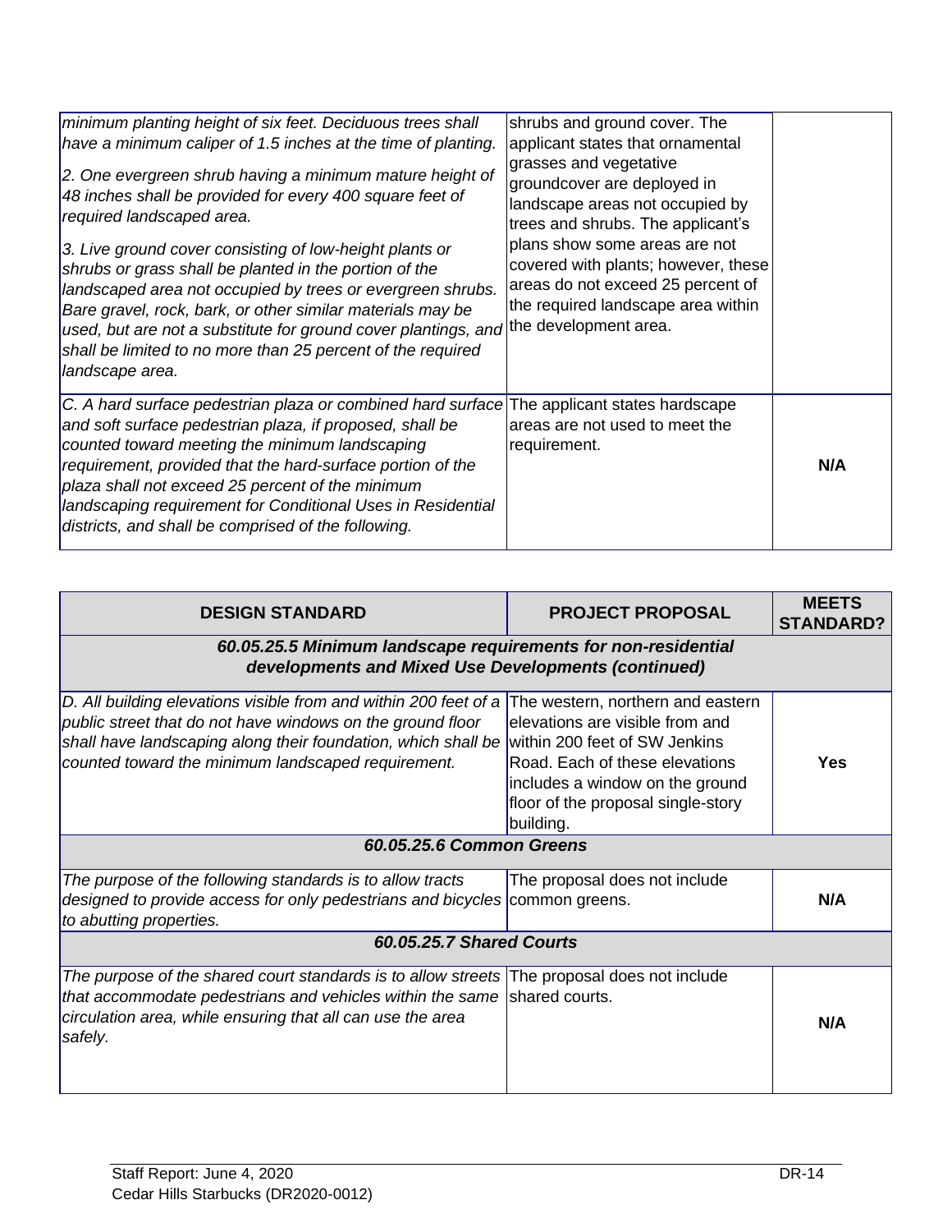| | | |
|---|---|---|
| *minimum planting height of six feet. Deciduous trees shall have a minimum caliper of 1.5 inches at the time of planting.*<br><br>*2. One evergreen shrub having a minimum mature height of 48 inches shall be provided for every 400 square feet of required landscaped area.*<br><br>*3. Live ground cover consisting of low-height plants or shrubs or grass shall be planted in the portion of the landscaped area not occupied by trees or evergreen shrubs. Bare gravel, rock, bark, or other similar materials may be used, but are not a substitute for ground cover plantings, and shall be limited to no more than 25 percent of the required landscape area.* | shrubs and ground cover. The applicant states that ornamental grasses and vegetative groundcover are deployed in landscape areas not occupied by trees and shrubs. The applicant's plans show some areas are not covered with plants; however, these areas do not exceed 25 percent of the required landscape area within the development area. | |
| *C. A hard surface pedestrian plaza or combined hard surface and soft surface pedestrian plaza, if proposed, shall be counted toward meeting the minimum landscaping requirement, provided that the hard-surface portion of the plaza shall not exceed 25 percent of the minimum landscaping requirement for Conditional Uses in Residential districts, and shall be comprised of the following.* | The applicant states hardscape areas are not used to meet the requirement. | **N/A** |

| DESIGN STANDARD | PROJECT PROPOSAL | MEETS STANDARD? |
|---|---|---|
| ***60.05.25.5 Minimum landscape requirements for non-residential developments and Mixed Use Developments (continued)*** | | |
| *D. All building elevations visible from and within 200 feet of a public street that do not have windows on the ground floor shall have landscaping along their foundation, which shall be counted toward the minimum landscaped requirement.* | The western, northern and eastern elevations are visible from and within 200 feet of SW Jenkins Road. Each of these elevations includes a window on the ground floor of the proposal single-story building. | **Yes** |
| ***60.05.25.6 Common Greens*** | | |
| *The purpose of the following standards is to allow tracts designed to provide access for only pedestrians and bicycles to abutting properties.* | The proposal does not include common greens. | **N/A** |
| ***60.05.25.7 Shared Courts*** | | |
| *The purpose of the shared court standards is to allow streets that accommodate pedestrians and vehicles within the same circulation area, while ensuring that all can use the area safely.* | The proposal does not include shared courts. | **N/A** |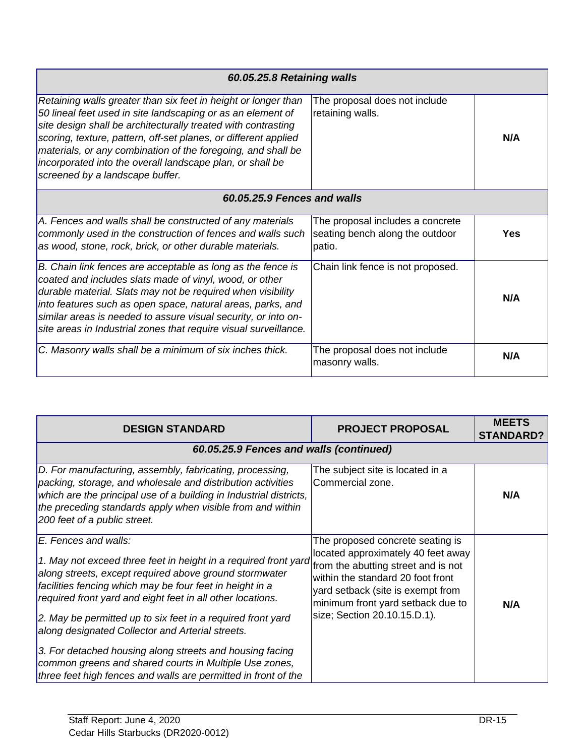| | | |
|---|---|---|
| ***60.05.25.8 Retaining walls*** | | |
| *Retaining walls greater than six feet in height or longer than 50 lineal feet used in site landscaping or as an element of site design shall be architecturally treated with contrasting scoring, texture, pattern, off-set planes, or different applied materials, or any combination of the foregoing, and shall be incorporated into the overall landscape plan, or shall be screened by a landscape buffer.* | The proposal does not include retaining walls. | **N/A** |
| ***60.05.25.9 Fences and walls*** | | |
| *A. Fences and walls shall be constructed of any materials commonly used in the construction of fences and walls such as wood, stone, rock, brick, or other durable materials.* | The proposal includes a concrete seating bench along the outdoor patio. | **Yes** |
| *B. Chain link fences are acceptable as long as the fence is coated and includes slats made of vinyl, wood, or other durable material. Slats may not be required when visibility into features such as open space, natural areas, parks, and similar areas is needed to assure visual security, or into on-site areas in Industrial zones that require visual surveillance.* | Chain link fence is not proposed. | **N/A** |
| *C. Masonry walls shall be a minimum of six inches thick.* | The proposal does not include masonry walls. | **N/A** |

| DESIGN STANDARD | PROJECT PROPOSAL | MEETS STANDARD? |
|---|---|---|
| ***60.05.25.9 Fences and walls (continued)*** | | |
| *D. For manufacturing, assembly, fabricating, processing, packing, storage, and wholesale and distribution activities which are the principal use of a building in Industrial districts, the preceding standards apply when visible from and within 200 feet of a public street.* | The subject site is located in a Commercial zone. | **N/A** |
| *E. Fences and walls:*<br><br>*1. May not exceed three feet in height in a required front yard along streets, except required above ground stormwater facilities fencing which may be four feet in height in a required front yard and eight feet in all other locations.*<br><br>*2. May be permitted up to six feet in a required front yard along designated Collector and Arterial streets.*<br><br>*3. For detached housing along streets and housing facing common greens and shared courts in Multiple Use zones, three feet high fences and walls are permitted in front of the* | The proposed concrete seating is located approximately 40 feet away from the abutting street and is not within the standard 20 foot front yard setback (site is exempt from minimum front yard setback due to size; Section 20.10.15.D.1). | **N/A** |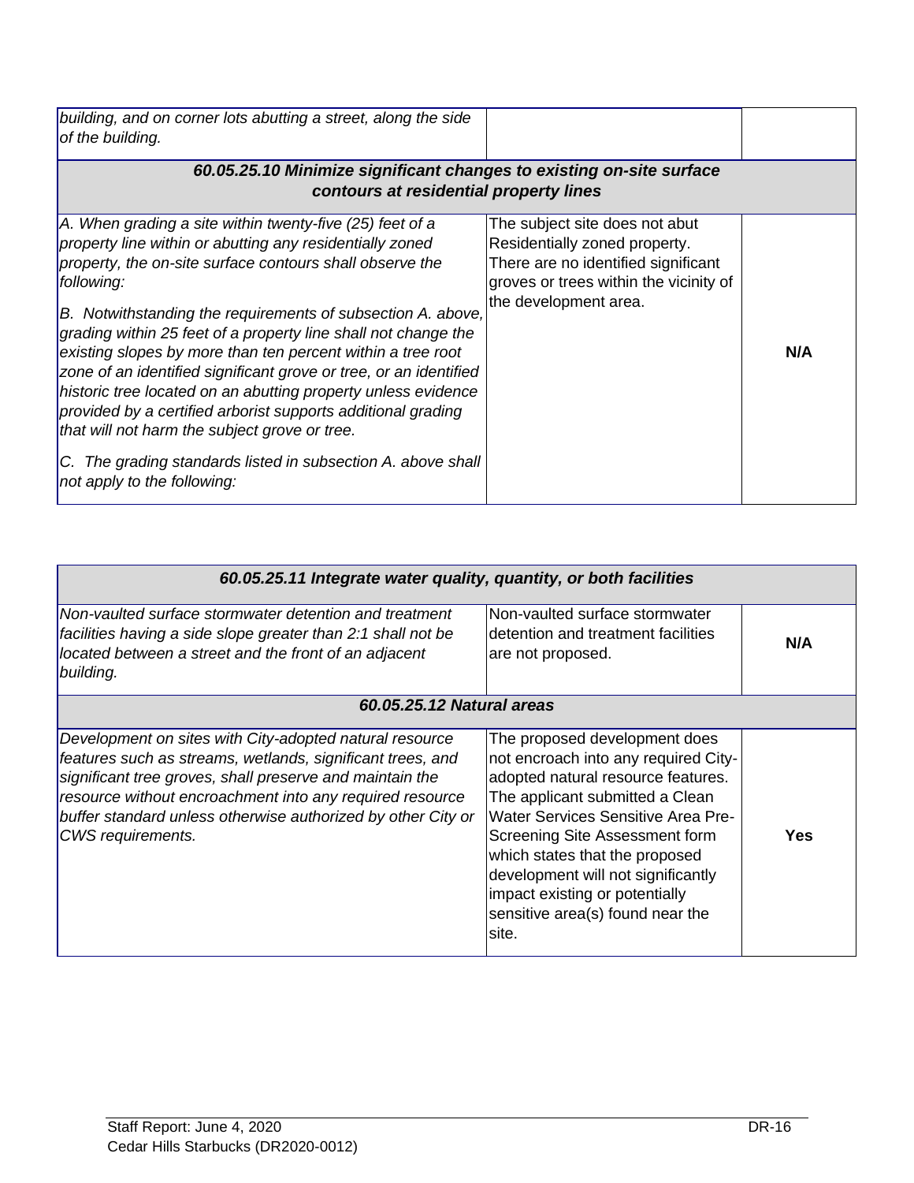| | | |
|---|---|---|
| *building, and on corner lots abutting a street, along the side of the building.* | | |
| ***60.05.25.10 Minimize significant changes to existing on-site surface contours at residential property lines*** | | |
| *A. When grading a site within twenty-five (25) feet of a property line within or abutting any residentially zoned property, the on-site surface contours shall observe the following:*<br><br>*B. Notwithstanding the requirements of subsection A. above, grading within 25 feet of a property line shall not change the existing slopes by more than ten percent within a tree root zone of an identified significant grove or tree, or an identified historic tree located on an abutting property unless evidence provided by a certified arborist supports additional grading that will not harm the subject grove or tree.*<br><br>*C. The grading standards listed in subsection A. above shall not apply to the following:* | The subject site does not abut Residentially zoned property. There are no identified significant groves or trees within the vicinity of the development area. | **N/A** |

| | | |
|---|---|---|
| ***60.05.25.11 Integrate water quality, quantity, or both facilities*** | | |
| *Non-vaulted surface stormwater detention and treatment facilities having a side slope greater than 2:1 shall not be located between a street and the front of an adjacent building.* | Non-vaulted surface stormwater detention and treatment facilities are not proposed. | **N/A** |
| ***60.05.25.12 Natural areas*** | | |
| *Development on sites with City-adopted natural resource features such as streams, wetlands, significant trees, and significant tree groves, shall preserve and maintain the resource without encroachment into any required resource buffer standard unless otherwise authorized by other City or CWS requirements.* | The proposed development does not encroach into any required City-adopted natural resource features. The applicant submitted a Clean Water Services Sensitive Area Pre-Screening Site Assessment form which states that the proposed development will not significantly impact existing or potentially sensitive area(s) found near the site. | **Yes** |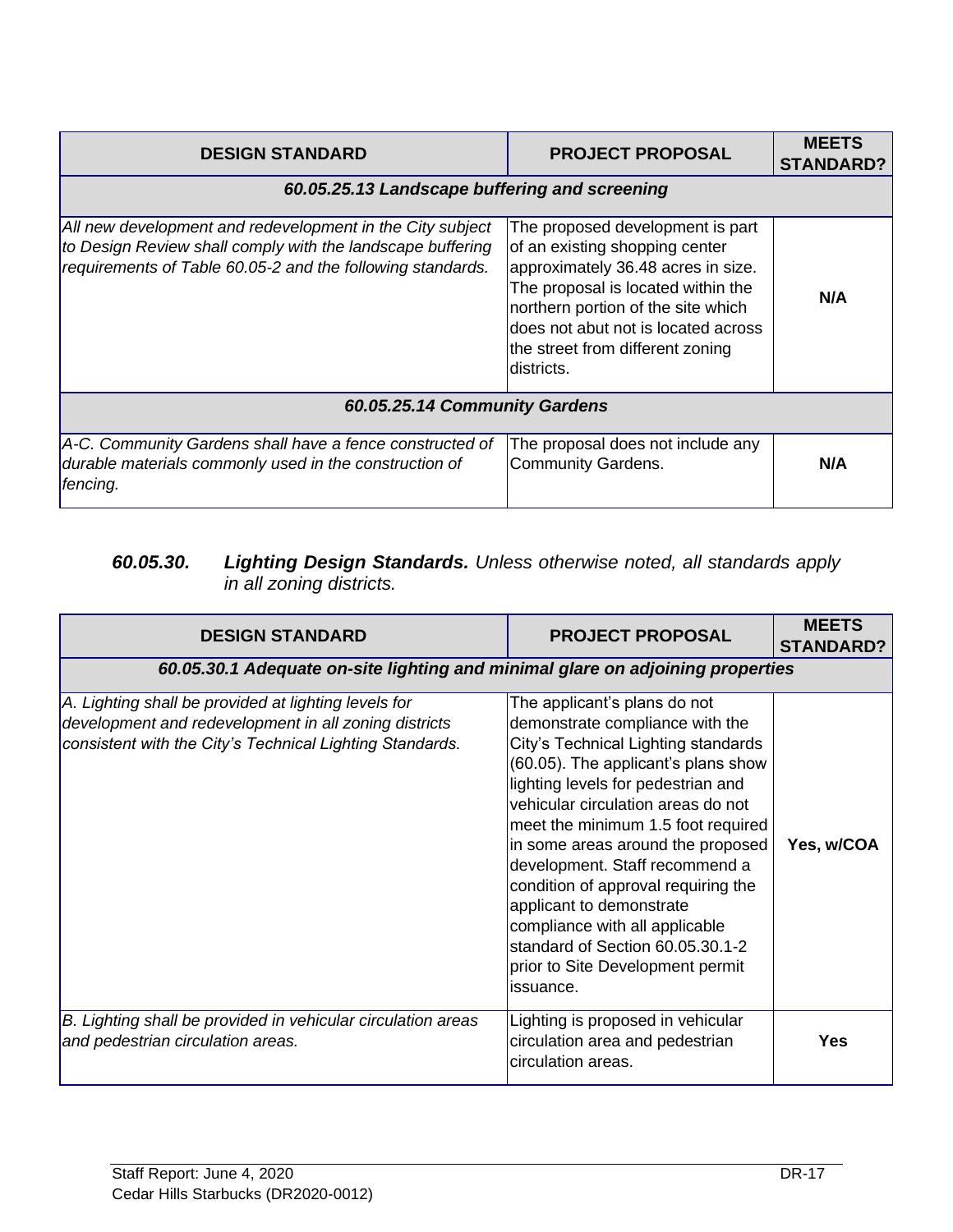| DESIGN STANDARD | PROJECT PROPOSAL | MEETS STANDARD? |
|---|---|---|
| ***60.05.25.13 Landscape buffering and screening*** | | |
| *All new development and redevelopment in the City subject to Design Review shall comply with the landscape buffering requirements of Table 60.05-2 and the following standards.* | The proposed development is part of an existing shopping center approximately 36.48 acres in size. The proposal is located within the northern portion of the site which does not abut not is located across the street from different zoning districts. | **N/A** |
| ***60.05.25.14 Community Gardens*** | | |
| *A-C. Community Gardens shall have a fence constructed of durable materials commonly used in the construction of fencing.* | The proposal does not include any Community Gardens. | **N/A** |

### *60.05.30. **Lighting Design Standards.** Unless otherwise noted, all standards apply in all zoning districts.*

| DESIGN STANDARD | PROJECT PROPOSAL | MEETS STANDARD? |
|---|---|---|
| ***60.05.30.1 Adequate on-site lighting and minimal glare on adjoining properties*** | | |
| *A. Lighting shall be provided at lighting levels for development and redevelopment in all zoning districts consistent with the City's Technical Lighting Standards.* | The applicant's plans do not demonstrate compliance with the City's Technical Lighting standards (60.05). The applicant's plans show lighting levels for pedestrian and vehicular circulation areas do not meet the minimum 1.5 foot required in some areas around the proposed development. Staff recommend a condition of approval requiring the applicant to demonstrate compliance with all applicable standard of Section 60.05.30.1-2 prior to Site Development permit issuance. | **Yes, w/COA** |
| *B. Lighting shall be provided in vehicular circulation areas and pedestrian circulation areas.* | Lighting is proposed in vehicular circulation area and pedestrian circulation areas. | **Yes** |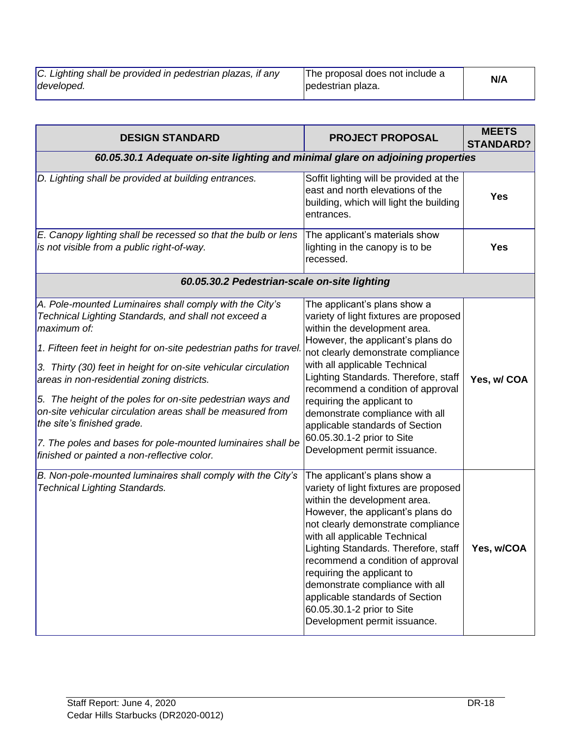| | | |
|---|---|---|
| *C. Lighting shall be provided in pedestrian plazas, if any developed.* | The proposal does not include a pedestrian plaza. | **N/A** |

| DESIGN STANDARD | PROJECT PROPOSAL | MEETS STANDARD? |
|---|---|---|
| ***60.05.30.1 Adequate on-site lighting and minimal glare on adjoining properties*** | | |
| *D. Lighting shall be provided at building entrances.* | Soffit lighting will be provided at the east and north elevations of the building, which will light the building entrances. | **Yes** |
| *E. Canopy lighting shall be recessed so that the bulb or lens is not visible from a public right-of-way.* | The applicant's materials show lighting in the canopy is to be recessed. | **Yes** |
| ***60.05.30.2 Pedestrian-scale on-site lighting*** | | |
| *A. Pole-mounted Luminaires shall comply with the City's Technical Lighting Standards, and shall not exceed a maximum of:*<br><br>*1. Fifteen feet in height for on-site pedestrian paths for travel.*<br><br>*3. Thirty (30) feet in height for on-site vehicular circulation areas in non-residential zoning districts.*<br><br>*5. The height of the poles for on-site pedestrian ways and on-site vehicular circulation areas shall be measured from the site's finished grade.*<br><br>*7. The poles and bases for pole-mounted luminaires shall be finished or painted a non-reflective color.* | The applicant's plans show a variety of light fixtures are proposed within the development area. However, the applicant's plans do not clearly demonstrate compliance with all applicable Technical Lighting Standards. Therefore, staff recommend a condition of approval requiring the applicant to demonstrate compliance with all applicable standards of Section 60.05.30.1-2 prior to Site Development permit issuance. | **Yes, w/ COA** |
| *B. Non-pole-mounted luminaires shall comply with the City's Technical Lighting Standards.* | The applicant's plans show a variety of light fixtures are proposed within the development area. However, the applicant's plans do not clearly demonstrate compliance with all applicable Technical Lighting Standards. Therefore, staff recommend a condition of approval requiring the applicant to demonstrate compliance with all applicable standards of Section 60.05.30.1-2 prior to Site Development permit issuance. | **Yes, w/COA** |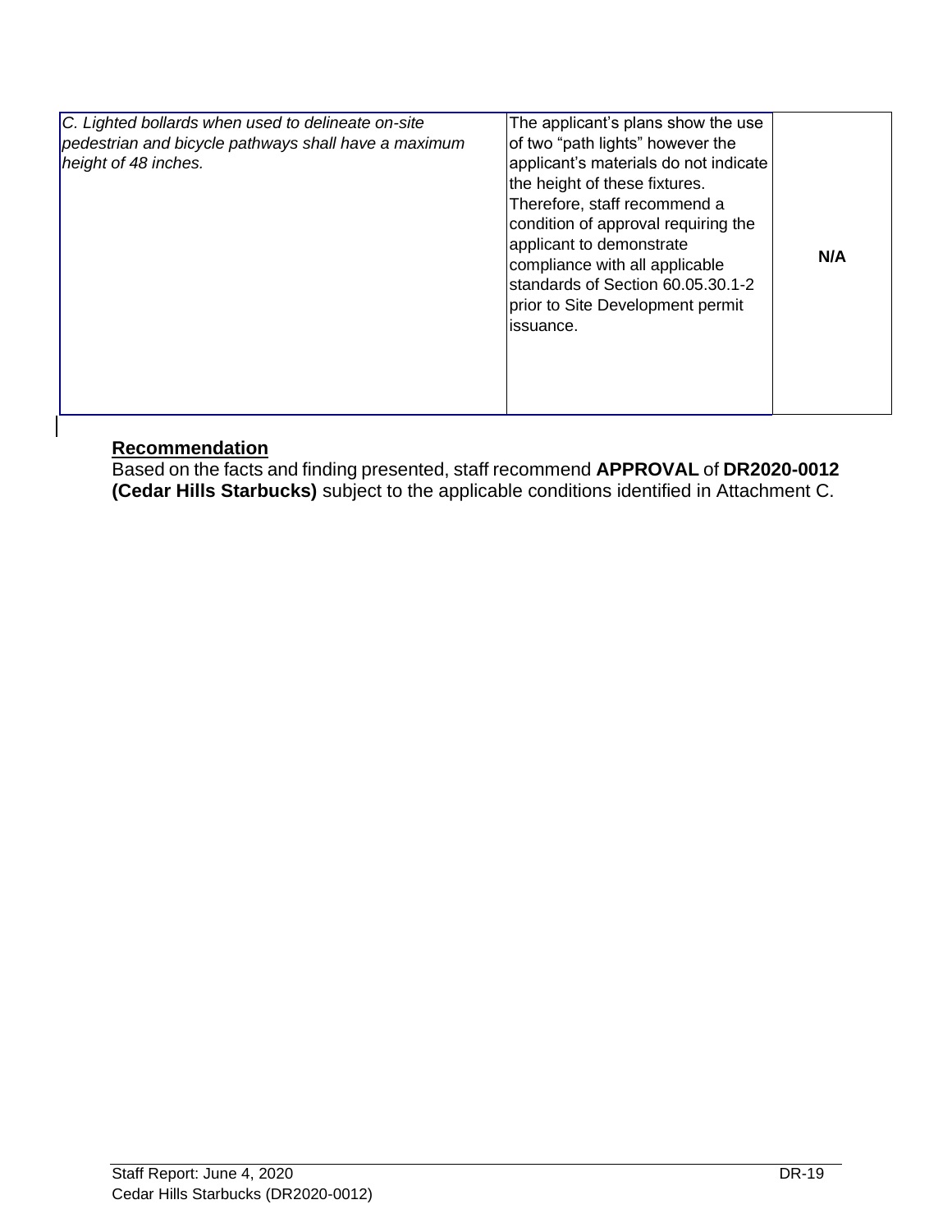| | | |
|---|---|---|
| *C. Lighted bollards when used to delineate on-site pedestrian and bicycle pathways shall have a maximum height of 48 inches.* | The applicant's plans show the use of two "path lights" however the applicant's materials do not indicate the height of these fixtures. Therefore, staff recommend a condition of approval requiring the applicant to demonstrate compliance with all applicable standards of Section 60.05.30.1-2 prior to Site Development permit issuance. | **N/A** |

**Recommendation**

Based on the facts and finding presented, staff recommend **APPROVAL** of **DR2020-0012 (Cedar Hills Starbucks)** subject to the applicable conditions identified in Attachment C.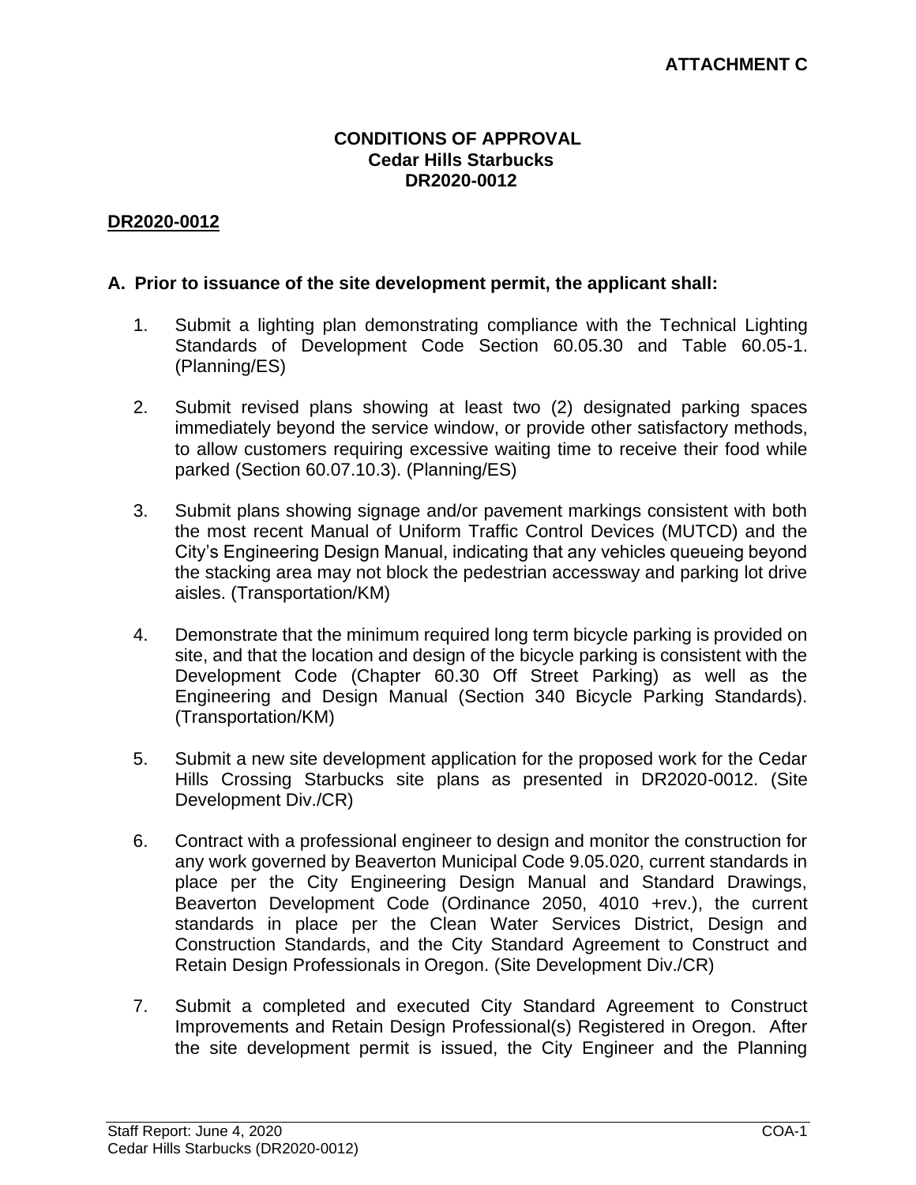**ATTACHMENT C**

**CONDITIONS OF APPROVAL**
**Cedar Hills Starbucks**
**DR2020-0012**

**DR2020-0012**

**A. Prior to issuance of the site development permit, the applicant shall:**

1. Submit a lighting plan demonstrating compliance with the Technical Lighting Standards of Development Code Section 60.05.30 and Table 60.05-1. (Planning/ES)

2. Submit revised plans showing at least two (2) designated parking spaces immediately beyond the service window, or provide other satisfactory methods, to allow customers requiring excessive waiting time to receive their food while parked (Section 60.07.10.3). (Planning/ES)

3. Submit plans showing signage and/or pavement markings consistent with both the most recent Manual of Uniform Traffic Control Devices (MUTCD) and the City's Engineering Design Manual, indicating that any vehicles queueing beyond the stacking area may not block the pedestrian accessway and parking lot drive aisles. (Transportation/KM)

4. Demonstrate that the minimum required long term bicycle parking is provided on site, and that the location and design of the bicycle parking is consistent with the Development Code (Chapter 60.30 Off Street Parking) as well as the Engineering and Design Manual (Section 340 Bicycle Parking Standards). (Transportation/KM)

5. Submit a new site development application for the proposed work for the Cedar Hills Crossing Starbucks site plans as presented in DR2020-0012. (Site Development Div./CR)

6. Contract with a professional engineer to design and monitor the construction for any work governed by Beaverton Municipal Code 9.05.020, current standards in place per the City Engineering Design Manual and Standard Drawings, Beaverton Development Code (Ordinance 2050, 4010 +rev.), the current standards in place per the Clean Water Services District, Design and Construction Standards, and the City Standard Agreement to Construct and Retain Design Professionals in Oregon. (Site Development Div./CR)

7. Submit a completed and executed City Standard Agreement to Construct Improvements and Retain Design Professional(s) Registered in Oregon. After the site development permit is issued, the City Engineer and the Planning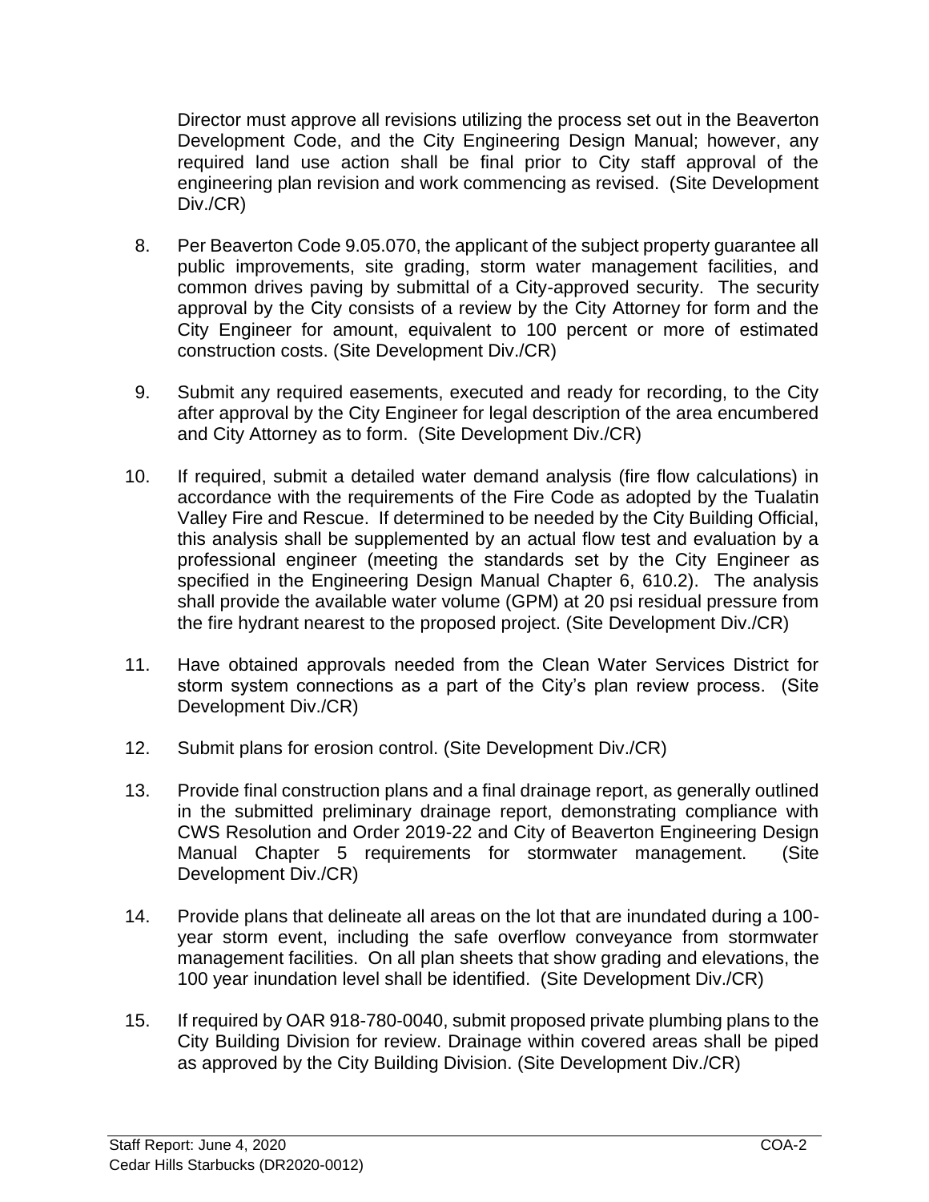Director must approve all revisions utilizing the process set out in the Beaverton Development Code, and the City Engineering Design Manual; however, any required land use action shall be final prior to City staff approval of the engineering plan revision and work commencing as revised. (Site Development Div./CR)

8. Per Beaverton Code 9.05.070, the applicant of the subject property guarantee all public improvements, site grading, storm water management facilities, and common drives paving by submittal of a City-approved security. The security approval by the City consists of a review by the City Attorney for form and the City Engineer for amount, equivalent to 100 percent or more of estimated construction costs. (Site Development Div./CR)

9. Submit any required easements, executed and ready for recording, to the City after approval by the City Engineer for legal description of the area encumbered and City Attorney as to form. (Site Development Div./CR)

10. If required, submit a detailed water demand analysis (fire flow calculations) in accordance with the requirements of the Fire Code as adopted by the Tualatin Valley Fire and Rescue. If determined to be needed by the City Building Official, this analysis shall be supplemented by an actual flow test and evaluation by a professional engineer (meeting the standards set by the City Engineer as specified in the Engineering Design Manual Chapter 6, 610.2). The analysis shall provide the available water volume (GPM) at 20 psi residual pressure from the fire hydrant nearest to the proposed project. (Site Development Div./CR)

11. Have obtained approvals needed from the Clean Water Services District for storm system connections as a part of the City's plan review process. (Site Development Div./CR)

12. Submit plans for erosion control. (Site Development Div./CR)

13. Provide final construction plans and a final drainage report, as generally outlined in the submitted preliminary drainage report, demonstrating compliance with CWS Resolution and Order 2019-22 and City of Beaverton Engineering Design Manual Chapter 5 requirements for stormwater management. (Site Development Div./CR)

14. Provide plans that delineate all areas on the lot that are inundated during a 100-year storm event, including the safe overflow conveyance from stormwater management facilities. On all plan sheets that show grading and elevations, the 100 year inundation level shall be identified. (Site Development Div./CR)

15. If required by OAR 918-780-0040, submit proposed private plumbing plans to the City Building Division for review. Drainage within covered areas shall be piped as approved by the City Building Division. (Site Development Div./CR)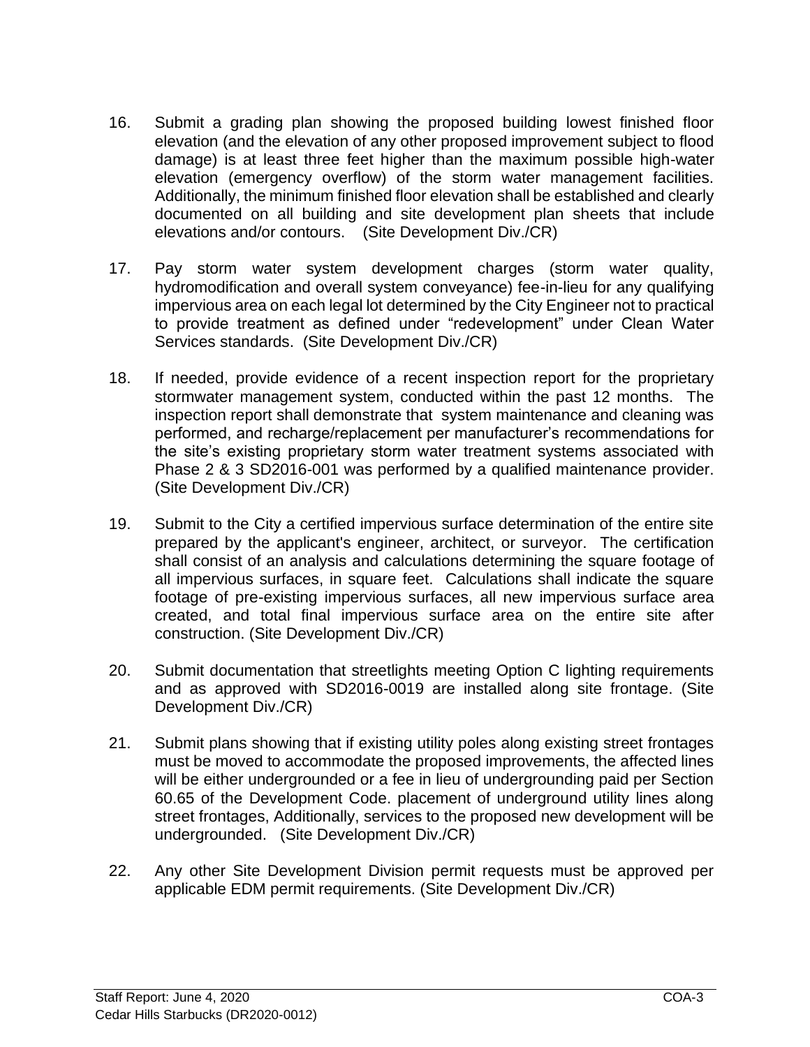16. Submit a grading plan showing the proposed building lowest finished floor elevation (and the elevation of any other proposed improvement subject to flood damage) is at least three feet higher than the maximum possible high-water elevation (emergency overflow) of the storm water management facilities. Additionally, the minimum finished floor elevation shall be established and clearly documented on all building and site development plan sheets that include elevations and/or contours. (Site Development Div./CR)

17. Pay storm water system development charges (storm water quality, hydromodification and overall system conveyance) fee-in-lieu for any qualifying impervious area on each legal lot determined by the City Engineer not to practical to provide treatment as defined under "redevelopment" under Clean Water Services standards. (Site Development Div./CR)

18. If needed, provide evidence of a recent inspection report for the proprietary stormwater management system, conducted within the past 12 months. The inspection report shall demonstrate that system maintenance and cleaning was performed, and recharge/replacement per manufacturer's recommendations for the site's existing proprietary storm water treatment systems associated with Phase 2 & 3 SD2016-001 was performed by a qualified maintenance provider. (Site Development Div./CR)

19. Submit to the City a certified impervious surface determination of the entire site prepared by the applicant's engineer, architect, or surveyor. The certification shall consist of an analysis and calculations determining the square footage of all impervious surfaces, in square feet. Calculations shall indicate the square footage of pre-existing impervious surfaces, all new impervious surface area created, and total final impervious surface area on the entire site after construction. (Site Development Div./CR)

20. Submit documentation that streetlights meeting Option C lighting requirements and as approved with SD2016-0019 are installed along site frontage. (Site Development Div./CR)

21. Submit plans showing that if existing utility poles along existing street frontages must be moved to accommodate the proposed improvements, the affected lines will be either undergrounded or a fee in lieu of undergrounding paid per Section 60.65 of the Development Code. placement of underground utility lines along street frontages, Additionally, services to the proposed new development will be undergrounded. (Site Development Div./CR)

22. Any other Site Development Division permit requests must be approved per applicable EDM permit requirements. (Site Development Div./CR)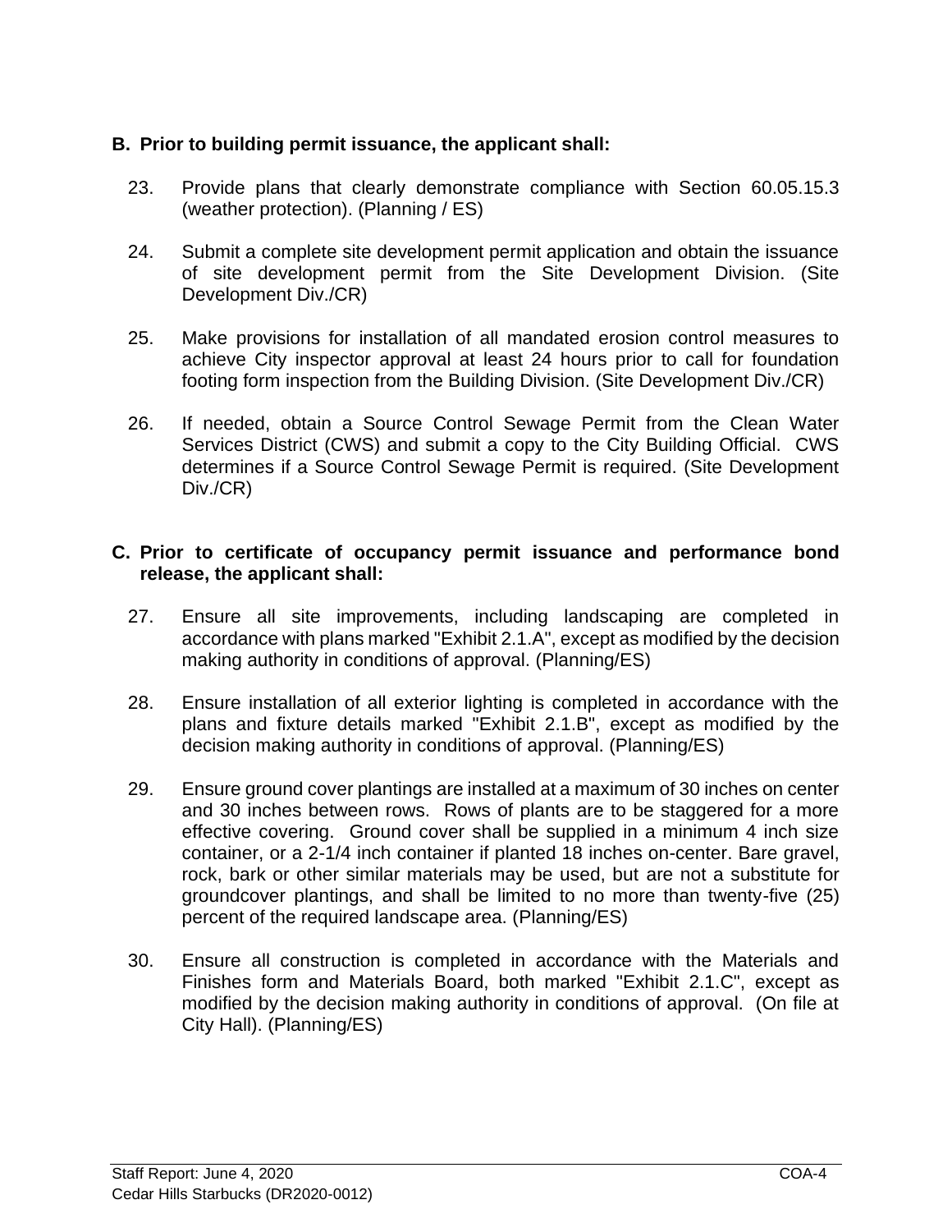**B. Prior to building permit issuance, the applicant shall:**

23. Provide plans that clearly demonstrate compliance with Section 60.05.15.3 (weather protection). (Planning / ES)

24. Submit a complete site development permit application and obtain the issuance of site development permit from the Site Development Division. (Site Development Div./CR)

25. Make provisions for installation of all mandated erosion control measures to achieve City inspector approval at least 24 hours prior to call for foundation footing form inspection from the Building Division. (Site Development Div./CR)

26. If needed, obtain a Source Control Sewage Permit from the Clean Water Services District (CWS) and submit a copy to the City Building Official. CWS determines if a Source Control Sewage Permit is required. (Site Development Div./CR)

**C. Prior to certificate of occupancy permit issuance and performance bond release, the applicant shall:**

27. Ensure all site improvements, including landscaping are completed in accordance with plans marked "Exhibit 2.1.A", except as modified by the decision making authority in conditions of approval. (Planning/ES)

28. Ensure installation of all exterior lighting is completed in accordance with the plans and fixture details marked "Exhibit 2.1.B", except as modified by the decision making authority in conditions of approval. (Planning/ES)

29. Ensure ground cover plantings are installed at a maximum of 30 inches on center and 30 inches between rows. Rows of plants are to be staggered for a more effective covering. Ground cover shall be supplied in a minimum 4 inch size container, or a 2-1/4 inch container if planted 18 inches on-center. Bare gravel, rock, bark or other similar materials may be used, but are not a substitute for groundcover plantings, and shall be limited to no more than twenty-five (25) percent of the required landscape area. (Planning/ES)

30. Ensure all construction is completed in accordance with the Materials and Finishes form and Materials Board, both marked "Exhibit 2.1.C", except as modified by the decision making authority in conditions of approval. (On file at City Hall). (Planning/ES)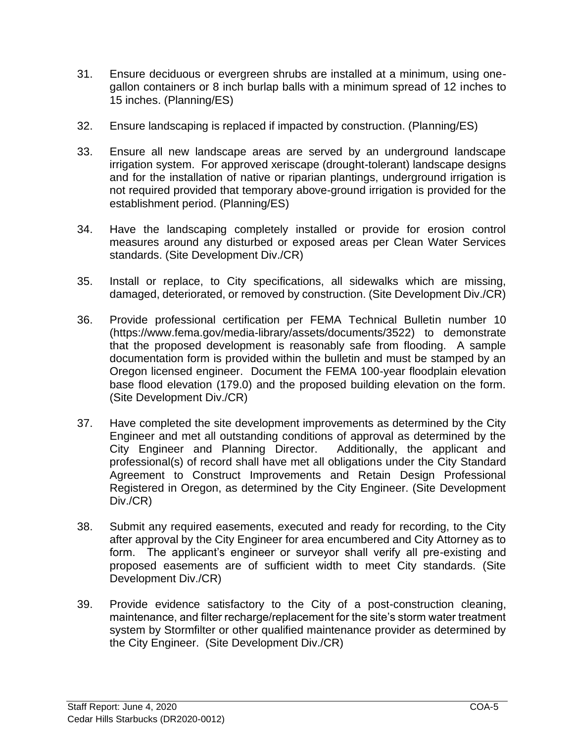31. Ensure deciduous or evergreen shrubs are installed at a minimum, using one-gallon containers or 8 inch burlap balls with a minimum spread of 12 inches to 15 inches. (Planning/ES)

32. Ensure landscaping is replaced if impacted by construction. (Planning/ES)

33. Ensure all new landscape areas are served by an underground landscape irrigation system. For approved xeriscape (drought-tolerant) landscape designs and for the installation of native or riparian plantings, underground irrigation is not required provided that temporary above-ground irrigation is provided for the establishment period. (Planning/ES)

34. Have the landscaping completely installed or provide for erosion control measures around any disturbed or exposed areas per Clean Water Services standards. (Site Development Div./CR)

35. Install or replace, to City specifications, all sidewalks which are missing, damaged, deteriorated, or removed by construction. (Site Development Div./CR)

36. Provide professional certification per FEMA Technical Bulletin number 10 (https://www.fema.gov/media-library/assets/documents/3522) to demonstrate that the proposed development is reasonably safe from flooding. A sample documentation form is provided within the bulletin and must be stamped by an Oregon licensed engineer. Document the FEMA 100-year floodplain elevation base flood elevation (179.0) and the proposed building elevation on the form. (Site Development Div./CR)

37. Have completed the site development improvements as determined by the City Engineer and met all outstanding conditions of approval as determined by the City Engineer and Planning Director. Additionally, the applicant and professional(s) of record shall have met all obligations under the City Standard Agreement to Construct Improvements and Retain Design Professional Registered in Oregon, as determined by the City Engineer. (Site Development Div./CR)

38. Submit any required easements, executed and ready for recording, to the City after approval by the City Engineer for area encumbered and City Attorney as to form. The applicant's engineer or surveyor shall verify all pre-existing and proposed easements are of sufficient width to meet City standards. (Site Development Div./CR)

39. Provide evidence satisfactory to the City of a post-construction cleaning, maintenance, and filter recharge/replacement for the site's storm water treatment system by Stormfilter or other qualified maintenance provider as determined by the City Engineer. (Site Development Div./CR)